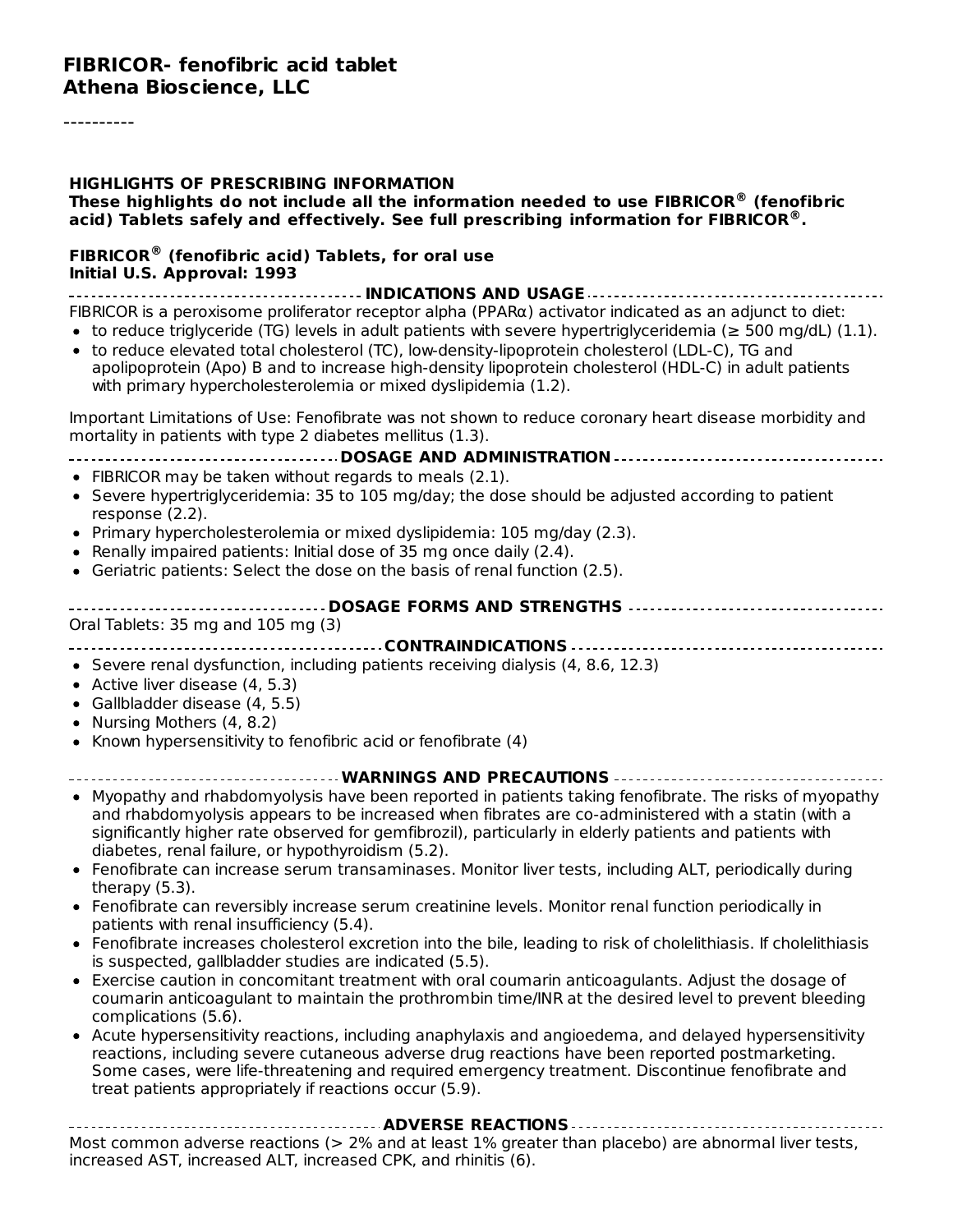# FIBRICOR- fenofibric acid tablet
# Athena Bioscience, LLC

----------

**HIGHLIGHTS OF PRESCRIBING INFORMATION**
**These highlights do not include all the information needed to use FIBRICOR® (fenofibric acid) Tablets safely and effectively. See full prescribing information for FIBRICOR®.**

**FIBRICOR® (fenofibric acid) Tablets, for oral use**
**Initial U.S. Approval: 1993**

## INDICATIONS AND USAGE

FIBRICOR is a peroxisome proliferator receptor alpha (PPARα) activator indicated as an adjunct to diet:

- to reduce triglyceride (TG) levels in adult patients with severe hypertriglyceridemia (≥ 500 mg/dL) (1.1).
- to reduce elevated total cholesterol (TC), low-density-lipoprotein cholesterol (LDL-C), TG and apolipoprotein (Apo) B and to increase high-density lipoprotein cholesterol (HDL-C) in adult patients with primary hypercholesterolemia or mixed dyslipidemia (1.2).

Important Limitations of Use: Fenofibrate was not shown to reduce coronary heart disease morbidity and mortality in patients with type 2 diabetes mellitus (1.3).

## DOSAGE AND ADMINISTRATION

- FIBRICOR may be taken without regards to meals (2.1).
- Severe hypertriglyceridemia: 35 to 105 mg/day; the dose should be adjusted according to patient response (2.2).
- Primary hypercholesterolemia or mixed dyslipidemia: 105 mg/day (2.3).
- Renally impaired patients: Initial dose of 35 mg once daily (2.4).
- Geriatric patients: Select the dose on the basis of renal function (2.5).

## DOSAGE FORMS AND STRENGTHS

Oral Tablets: 35 mg and 105 mg (3)

## CONTRAINDICATIONS

- Severe renal dysfunction, including patients receiving dialysis (4, 8.6, 12.3)
- Active liver disease (4, 5.3)
- Gallbladder disease (4, 5.5)
- Nursing Mothers (4, 8.2)
- Known hypersensitivity to fenofibric acid or fenofibrate (4)

## WARNINGS AND PRECAUTIONS

- Myopathy and rhabdomyolysis have been reported in patients taking fenofibrate. The risks of myopathy and rhabdomyolysis appears to be increased when fibrates are co-administered with a statin (with a significantly higher rate observed for gemfibrozil), particularly in elderly patients and patients with diabetes, renal failure, or hypothyroidism (5.2).
- Fenofibrate can increase serum transaminases. Monitor liver tests, including ALT, periodically during therapy (5.3).
- Fenofibrate can reversibly increase serum creatinine levels. Monitor renal function periodically in patients with renal insufficiency (5.4).
- Fenofibrate increases cholesterol excretion into the bile, leading to risk of cholelithiasis. If cholelithiasis is suspected, gallbladder studies are indicated (5.5).
- Exercise caution in concomitant treatment with oral coumarin anticoagulants. Adjust the dosage of coumarin anticoagulant to maintain the prothrombin time/INR at the desired level to prevent bleeding complications (5.6).
- Acute hypersensitivity reactions, including anaphylaxis and angioedema, and delayed hypersensitivity reactions, including severe cutaneous adverse drug reactions have been reported postmarketing. Some cases, were life-threatening and required emergency treatment. Discontinue fenofibrate and treat patients appropriately if reactions occur (5.9).

## ADVERSE REACTIONS

Most common adverse reactions (> 2% and at least 1% greater than placebo) are abnormal liver tests, increased AST, increased ALT, increased CPK, and rhinitis (6).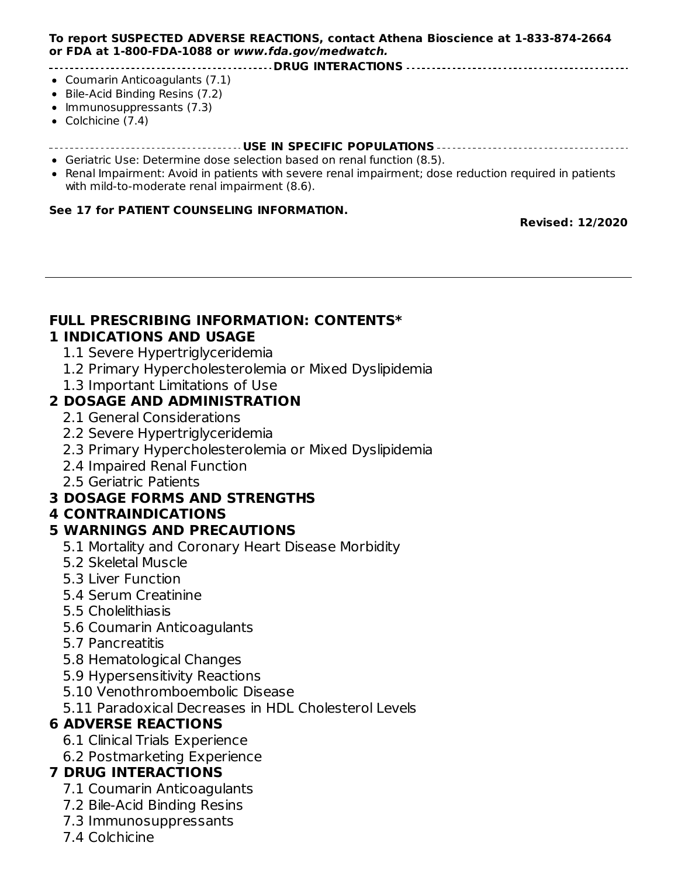**To report SUSPECTED ADVERSE REACTIONS, contact Athena Bioscience at 1-833-874-2664 or FDA at 1-800-FDA-1088 or *www.fda.gov/medwatch.***

**DRUG INTERACTIONS**

- Coumarin Anticoagulants (7.1)
- Bile-Acid Binding Resins (7.2)
- Immunosuppressants (7.3)
- Colchicine (7.4)

**USE IN SPECIFIC POPULATIONS**

- Geriatric Use: Determine dose selection based on renal function (8.5).
- Renal Impairment: Avoid in patients with severe renal impairment; dose reduction required in patients with mild-to-moderate renal impairment (8.6).

**See 17 for PATIENT COUNSELING INFORMATION.**

**Revised: 12/2020**

---

# FULL PRESCRIBING INFORMATION: CONTENTS*

## 1 INDICATIONS AND USAGE

1.1 Severe Hypertriglyceridemia
1.2 Primary Hypercholesterolemia or Mixed Dyslipidemia
1.3 Important Limitations of Use

## 2 DOSAGE AND ADMINISTRATION

2.1 General Considerations
2.2 Severe Hypertriglyceridemia
2.3 Primary Hypercholesterolemia or Mixed Dyslipidemia
2.4 Impaired Renal Function
2.5 Geriatric Patients

## 3 DOSAGE FORMS AND STRENGTHS

## 4 CONTRAINDICATIONS

## 5 WARNINGS AND PRECAUTIONS

5.1 Mortality and Coronary Heart Disease Morbidity
5.2 Skeletal Muscle
5.3 Liver Function
5.4 Serum Creatinine
5.5 Cholelithiasis
5.6 Coumarin Anticoagulants
5.7 Pancreatitis
5.8 Hematological Changes
5.9 Hypersensitivity Reactions
5.10 Venothromboembolic Disease
5.11 Paradoxical Decreases in HDL Cholesterol Levels

## 6 ADVERSE REACTIONS

6.1 Clinical Trials Experience
6.2 Postmarketing Experience

## 7 DRUG INTERACTIONS

7.1 Coumarin Anticoagulants
7.2 Bile-Acid Binding Resins
7.3 Immunosuppressants
7.4 Colchicine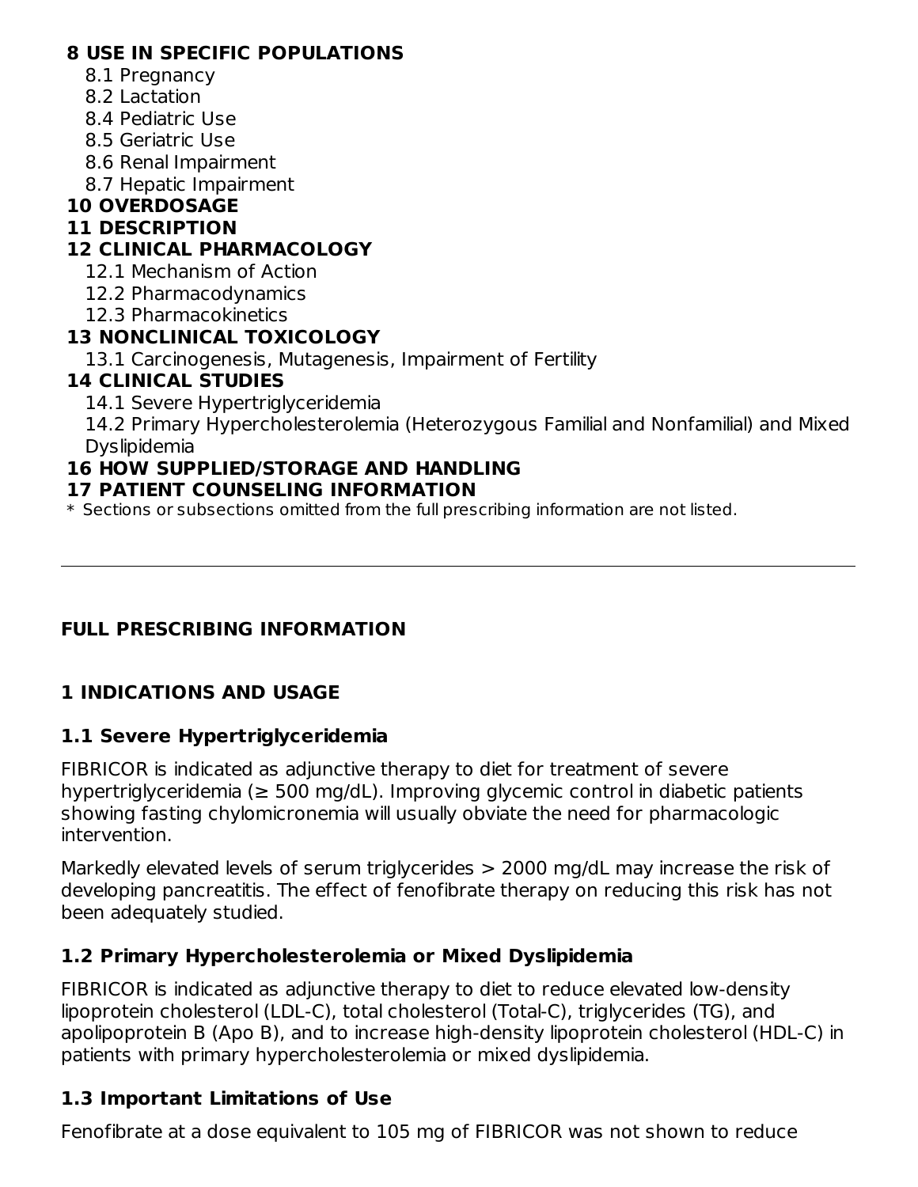**8 USE IN SPECIFIC POPULATIONS**

8.1 Pregnancy

8.2 Lactation

8.4 Pediatric Use

8.5 Geriatric Use

8.6 Renal Impairment

8.7 Hepatic Impairment

**10 OVERDOSAGE**

**11 DESCRIPTION**

**12 CLINICAL PHARMACOLOGY**

12.1 Mechanism of Action

12.2 Pharmacodynamics

12.3 Pharmacokinetics

**13 NONCLINICAL TOXICOLOGY**

13.1 Carcinogenesis, Mutagenesis, Impairment of Fertility

**14 CLINICAL STUDIES**

14.1 Severe Hypertriglyceridemia

14.2 Primary Hypercholesterolemia (Heterozygous Familial and Nonfamilial) and Mixed Dyslipidemia

**16 HOW SUPPLIED/STORAGE AND HANDLING**

**17 PATIENT COUNSELING INFORMATION**

\* Sections or subsections omitted from the full prescribing information are not listed.

---

## FULL PRESCRIBING INFORMATION

## 1 INDICATIONS AND USAGE

### 1.1 Severe Hypertriglyceridemia

FIBRICOR is indicated as adjunctive therapy to diet for treatment of severe hypertriglyceridemia (≥ 500 mg/dL). Improving glycemic control in diabetic patients showing fasting chylomicronemia will usually obviate the need for pharmacologic intervention.

Markedly elevated levels of serum triglycerides > 2000 mg/dL may increase the risk of developing pancreatitis. The effect of fenofibrate therapy on reducing this risk has not been adequately studied.

### 1.2 Primary Hypercholesterolemia or Mixed Dyslipidemia

FIBRICOR is indicated as adjunctive therapy to diet to reduce elevated low-density lipoprotein cholesterol (LDL-C), total cholesterol (Total-C), triglycerides (TG), and apolipoprotein B (Apo B), and to increase high-density lipoprotein cholesterol (HDL-C) in patients with primary hypercholesterolemia or mixed dyslipidemia.

### 1.3 Important Limitations of Use

Fenofibrate at a dose equivalent to 105 mg of FIBRICOR was not shown to reduce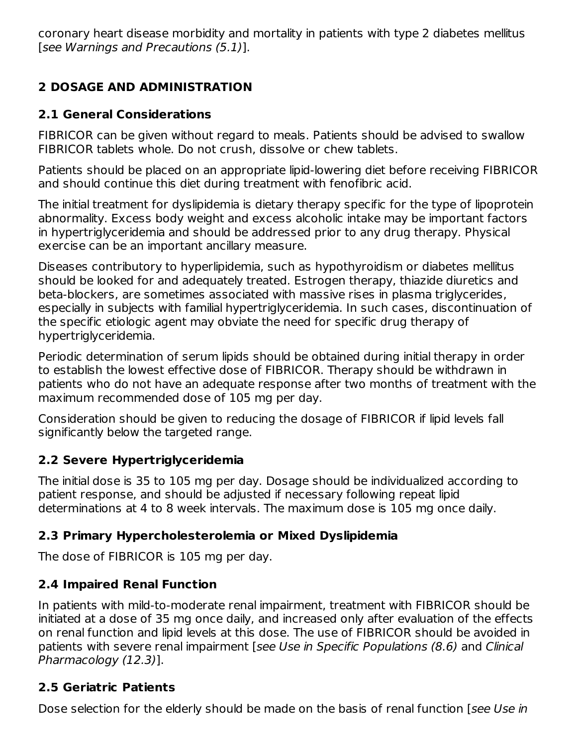coronary heart disease morbidity and mortality in patients with type 2 diabetes mellitus [*see Warnings and Precautions (5.1)*].

## 2 DOSAGE AND ADMINISTRATION

### 2.1 General Considerations

FIBRICOR can be given without regard to meals. Patients should be advised to swallow FIBRICOR tablets whole. Do not crush, dissolve or chew tablets.

Patients should be placed on an appropriate lipid-lowering diet before receiving FIBRICOR and should continue this diet during treatment with fenofibric acid.

The initial treatment for dyslipidemia is dietary therapy specific for the type of lipoprotein abnormality. Excess body weight and excess alcoholic intake may be important factors in hypertriglyceridemia and should be addressed prior to any drug therapy. Physical exercise can be an important ancillary measure.

Diseases contributory to hyperlipidemia, such as hypothyroidism or diabetes mellitus should be looked for and adequately treated. Estrogen therapy, thiazide diuretics and beta-blockers, are sometimes associated with massive rises in plasma triglycerides, especially in subjects with familial hypertriglyceridemia. In such cases, discontinuation of the specific etiologic agent may obviate the need for specific drug therapy of hypertriglyceridemia.

Periodic determination of serum lipids should be obtained during initial therapy in order to establish the lowest effective dose of FIBRICOR. Therapy should be withdrawn in patients who do not have an adequate response after two months of treatment with the maximum recommended dose of 105 mg per day.

Consideration should be given to reducing the dosage of FIBRICOR if lipid levels fall significantly below the targeted range.

### 2.2 Severe Hypertriglyceridemia

The initial dose is 35 to 105 mg per day. Dosage should be individualized according to patient response, and should be adjusted if necessary following repeat lipid determinations at 4 to 8 week intervals. The maximum dose is 105 mg once daily.

### 2.3 Primary Hypercholesterolemia or Mixed Dyslipidemia

The dose of FIBRICOR is 105 mg per day.

### 2.4 Impaired Renal Function

In patients with mild-to-moderate renal impairment, treatment with FIBRICOR should be initiated at a dose of 35 mg once daily, and increased only after evaluation of the effects on renal function and lipid levels at this dose. The use of FIBRICOR should be avoided in patients with severe renal impairment [*see Use in Specific Populations (8.6)* and *Clinical Pharmacology (12.3)*].

### 2.5 Geriatric Patients

Dose selection for the elderly should be made on the basis of renal function [*see Use in*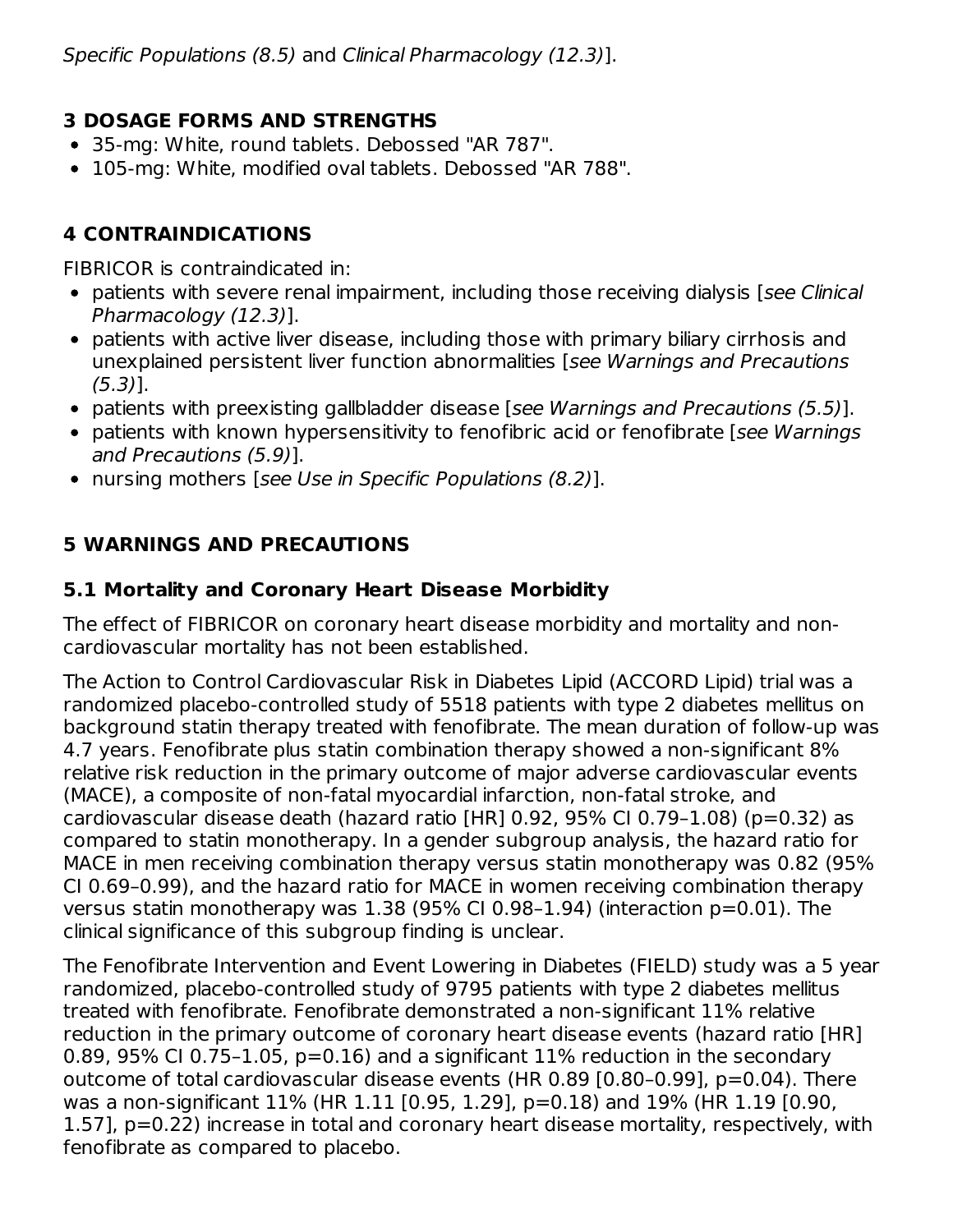*Specific Populations (8.5)* and *Clinical Pharmacology (12.3)*].

## 3 DOSAGE FORMS AND STRENGTHS

- 35-mg: White, round tablets. Debossed "AR 787".
- 105-mg: White, modified oval tablets. Debossed "AR 788".

## 4 CONTRAINDICATIONS

FIBRICOR is contraindicated in:

- patients with severe renal impairment, including those receiving dialysis [*see Clinical Pharmacology (12.3)*].
- patients with active liver disease, including those with primary biliary cirrhosis and unexplained persistent liver function abnormalities [*see Warnings and Precautions (5.3)*].
- patients with preexisting gallbladder disease [*see Warnings and Precautions (5.5)*].
- patients with known hypersensitivity to fenofibric acid or fenofibrate [*see Warnings and Precautions (5.9)*].
- nursing mothers [*see Use in Specific Populations (8.2)*].

## 5 WARNINGS AND PRECAUTIONS

### 5.1 Mortality and Coronary Heart Disease Morbidity

The effect of FIBRICOR on coronary heart disease morbidity and mortality and non-cardiovascular mortality has not been established.

The Action to Control Cardiovascular Risk in Diabetes Lipid (ACCORD Lipid) trial was a randomized placebo-controlled study of 5518 patients with type 2 diabetes mellitus on background statin therapy treated with fenofibrate. The mean duration of follow-up was 4.7 years. Fenofibrate plus statin combination therapy showed a non-significant 8% relative risk reduction in the primary outcome of major adverse cardiovascular events (MACE), a composite of non-fatal myocardial infarction, non-fatal stroke, and cardiovascular disease death (hazard ratio [HR] 0.92, 95% CI 0.79–1.08) (p=0.32) as compared to statin monotherapy. In a gender subgroup analysis, the hazard ratio for MACE in men receiving combination therapy versus statin monotherapy was 0.82 (95% CI 0.69–0.99), and the hazard ratio for MACE in women receiving combination therapy versus statin monotherapy was 1.38 (95% CI 0.98–1.94) (interaction p=0.01). The clinical significance of this subgroup finding is unclear.

The Fenofibrate Intervention and Event Lowering in Diabetes (FIELD) study was a 5 year randomized, placebo-controlled study of 9795 patients with type 2 diabetes mellitus treated with fenofibrate. Fenofibrate demonstrated a non-significant 11% relative reduction in the primary outcome of coronary heart disease events (hazard ratio [HR] 0.89, 95% CI 0.75–1.05, p=0.16) and a significant 11% reduction in the secondary outcome of total cardiovascular disease events (HR 0.89 [0.80–0.99], p=0.04). There was a non-significant 11% (HR 1.11 [0.95, 1.29], p=0.18) and 19% (HR 1.19 [0.90, 1.57], p=0.22) increase in total and coronary heart disease mortality, respectively, with fenofibrate as compared to placebo.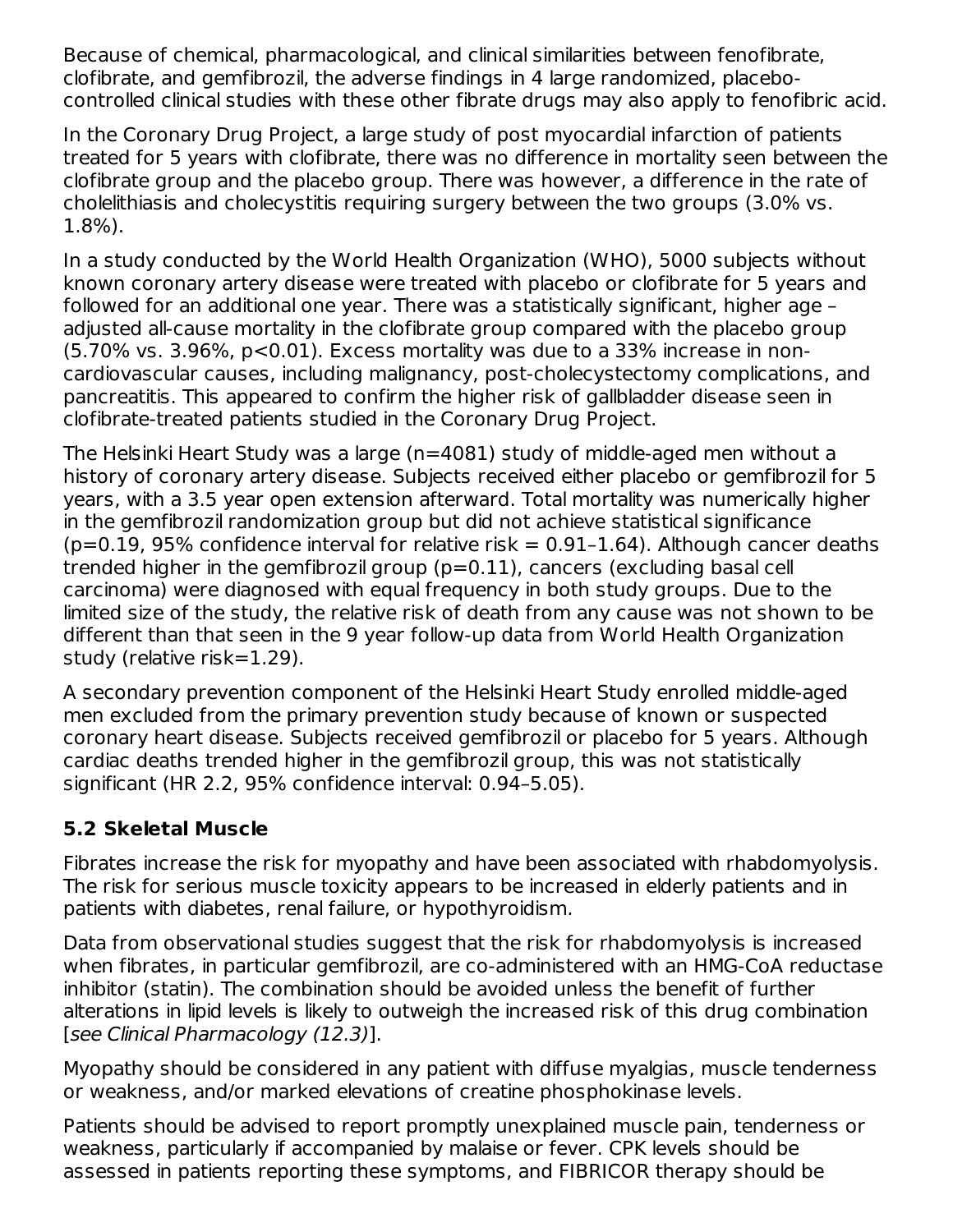Because of chemical, pharmacological, and clinical similarities between fenofibrate, clofibrate, and gemfibrozil, the adverse findings in 4 large randomized, placebo-controlled clinical studies with these other fibrate drugs may also apply to fenofibric acid.

In the Coronary Drug Project, a large study of post myocardial infarction of patients treated for 5 years with clofibrate, there was no difference in mortality seen between the clofibrate group and the placebo group. There was however, a difference in the rate of cholelithiasis and cholecystitis requiring surgery between the two groups (3.0% vs. 1.8%).

In a study conducted by the World Health Organization (WHO), 5000 subjects without known coronary artery disease were treated with placebo or clofibrate for 5 years and followed for an additional one year. There was a statistically significant, higher age – adjusted all-cause mortality in the clofibrate group compared with the placebo group (5.70% vs. 3.96%, $p<0.01$). Excess mortality was due to a 33% increase in non-cardiovascular causes, including malignancy, post-cholecystectomy complications, and pancreatitis. This appeared to confirm the higher risk of gallbladder disease seen in clofibrate-treated patients studied in the Coronary Drug Project.

The Helsinki Heart Study was a large (n=4081) study of middle-aged men without a history of coronary artery disease. Subjects received either placebo or gemfibrozil for 5 years, with a 3.5 year open extension afterward. Total mortality was numerically higher in the gemfibrozil randomization group but did not achieve statistical significance ($p=0.19$, 95% confidence interval for relative risk = 0.91–1.64). Although cancer deaths trended higher in the gemfibrozil group ($p=0.11$), cancers (excluding basal cell carcinoma) were diagnosed with equal frequency in both study groups. Due to the limited size of the study, the relative risk of death from any cause was not shown to be different than that seen in the 9 year follow-up data from World Health Organization study (relative risk=1.29).

A secondary prevention component of the Helsinki Heart Study enrolled middle-aged men excluded from the primary prevention study because of known or suspected coronary heart disease. Subjects received gemfibrozil or placebo for 5 years. Although cardiac deaths trended higher in the gemfibrozil group, this was not statistically significant (HR 2.2, 95% confidence interval: 0.94–5.05).

## 5.2 Skeletal Muscle

Fibrates increase the risk for myopathy and have been associated with rhabdomyolysis. The risk for serious muscle toxicity appears to be increased in elderly patients and in patients with diabetes, renal failure, or hypothyroidism.

Data from observational studies suggest that the risk for rhabdomyolysis is increased when fibrates, in particular gemfibrozil, are co-administered with an HMG-CoA reductase inhibitor (statin). The combination should be avoided unless the benefit of further alterations in lipid levels is likely to outweigh the increased risk of this drug combination [*see Clinical Pharmacology (12.3)*].

Myopathy should be considered in any patient with diffuse myalgias, muscle tenderness or weakness, and/or marked elevations of creatine phosphokinase levels.

Patients should be advised to report promptly unexplained muscle pain, tenderness or weakness, particularly if accompanied by malaise or fever. CPK levels should be assessed in patients reporting these symptoms, and FIBRICOR therapy should be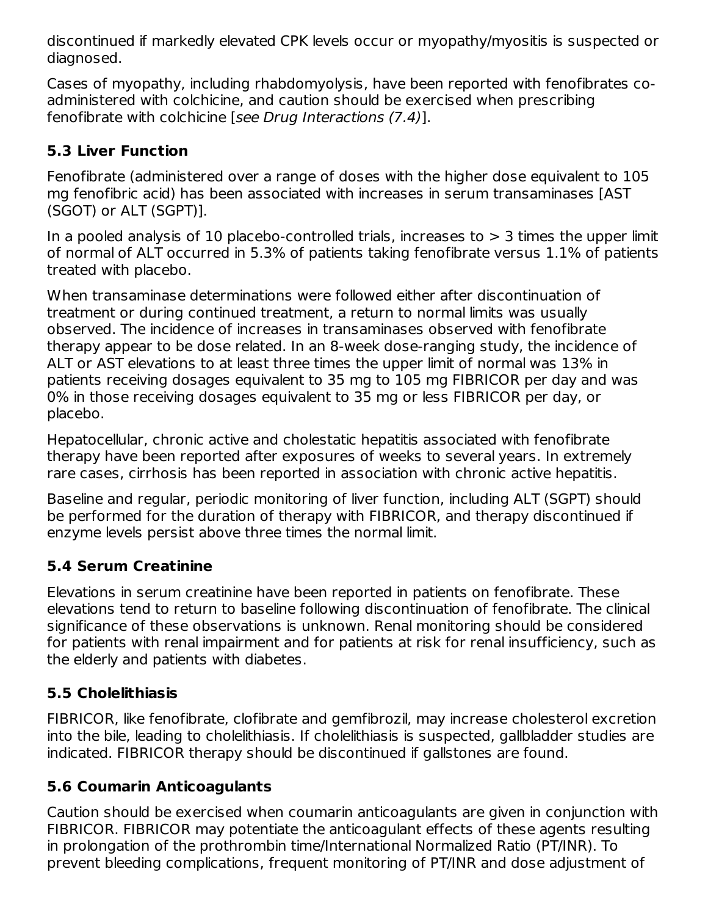discontinued if markedly elevated CPK levels occur or myopathy/myositis is suspected or diagnosed.

Cases of myopathy, including rhabdomyolysis, have been reported with fenofibrates co-administered with colchicine, and caution should be exercised when prescribing fenofibrate with colchicine [*see Drug Interactions (7.4)*].

### 5.3 Liver Function

Fenofibrate (administered over a range of doses with the higher dose equivalent to 105 mg fenofibric acid) has been associated with increases in serum transaminases [AST (SGOT) or ALT (SGPT)].

In a pooled analysis of 10 placebo-controlled trials, increases to > 3 times the upper limit of normal of ALT occurred in 5.3% of patients taking fenofibrate versus 1.1% of patients treated with placebo.

When transaminase determinations were followed either after discontinuation of treatment or during continued treatment, a return to normal limits was usually observed. The incidence of increases in transaminases observed with fenofibrate therapy appear to be dose related. In an 8-week dose-ranging study, the incidence of ALT or AST elevations to at least three times the upper limit of normal was 13% in patients receiving dosages equivalent to 35 mg to 105 mg FIBRICOR per day and was 0% in those receiving dosages equivalent to 35 mg or less FIBRICOR per day, or placebo.

Hepatocellular, chronic active and cholestatic hepatitis associated with fenofibrate therapy have been reported after exposures of weeks to several years. In extremely rare cases, cirrhosis has been reported in association with chronic active hepatitis.

Baseline and regular, periodic monitoring of liver function, including ALT (SGPT) should be performed for the duration of therapy with FIBRICOR, and therapy discontinued if enzyme levels persist above three times the normal limit.

### 5.4 Serum Creatinine

Elevations in serum creatinine have been reported in patients on fenofibrate. These elevations tend to return to baseline following discontinuation of fenofibrate. The clinical significance of these observations is unknown. Renal monitoring should be considered for patients with renal impairment and for patients at risk for renal insufficiency, such as the elderly and patients with diabetes.

### 5.5 Cholelithiasis

FIBRICOR, like fenofibrate, clofibrate and gemfibrozil, may increase cholesterol excretion into the bile, leading to cholelithiasis. If cholelithiasis is suspected, gallbladder studies are indicated. FIBRICOR therapy should be discontinued if gallstones are found.

### 5.6 Coumarin Anticoagulants

Caution should be exercised when coumarin anticoagulants are given in conjunction with FIBRICOR. FIBRICOR may potentiate the anticoagulant effects of these agents resulting in prolongation of the prothrombin time/International Normalized Ratio (PT/INR). To prevent bleeding complications, frequent monitoring of PT/INR and dose adjustment of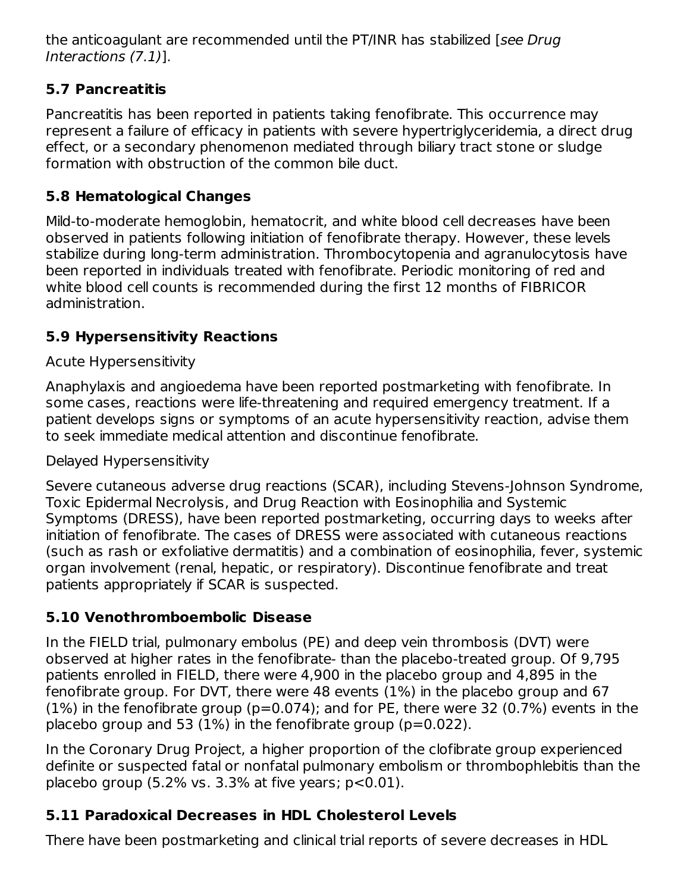the anticoagulant are recommended until the PT/INR has stabilized [*see Drug Interactions (7.1)*].

### 5.7 Pancreatitis

Pancreatitis has been reported in patients taking fenofibrate. This occurrence may represent a failure of efficacy in patients with severe hypertriglyceridemia, a direct drug effect, or a secondary phenomenon mediated through biliary tract stone or sludge formation with obstruction of the common bile duct.

### 5.8 Hematological Changes

Mild-to-moderate hemoglobin, hematocrit, and white blood cell decreases have been observed in patients following initiation of fenofibrate therapy. However, these levels stabilize during long-term administration. Thrombocytopenia and agranulocytosis have been reported in individuals treated with fenofibrate. Periodic monitoring of red and white blood cell counts is recommended during the first 12 months of FIBRICOR administration.

### 5.9 Hypersensitivity Reactions

Acute Hypersensitivity

Anaphylaxis and angioedema have been reported postmarketing with fenofibrate. In some cases, reactions were life-threatening and required emergency treatment. If a patient develops signs or symptoms of an acute hypersensitivity reaction, advise them to seek immediate medical attention and discontinue fenofibrate.

Delayed Hypersensitivity

Severe cutaneous adverse drug reactions (SCAR), including Stevens-Johnson Syndrome, Toxic Epidermal Necrolysis, and Drug Reaction with Eosinophilia and Systemic Symptoms (DRESS), have been reported postmarketing, occurring days to weeks after initiation of fenofibrate. The cases of DRESS were associated with cutaneous reactions (such as rash or exfoliative dermatitis) and a combination of eosinophilia, fever, systemic organ involvement (renal, hepatic, or respiratory). Discontinue fenofibrate and treat patients appropriately if SCAR is suspected.

### 5.10 Venothromboembolic Disease

In the FIELD trial, pulmonary embolus (PE) and deep vein thrombosis (DVT) were observed at higher rates in the fenofibrate- than the placebo-treated group. Of 9,795 patients enrolled in FIELD, there were 4,900 in the placebo group and 4,895 in the fenofibrate group. For DVT, there were 48 events (1%) in the placebo group and 67 (1%) in the fenofibrate group ($p=0.074$); and for PE, there were 32 (0.7%) events in the placebo group and 53 (1%) in the fenofibrate group ($p=0.022$).

In the Coronary Drug Project, a higher proportion of the clofibrate group experienced definite or suspected fatal or nonfatal pulmonary embolism or thrombophlebitis than the placebo group (5.2% vs. 3.3% at five years; $p<0.01$).

### 5.11 Paradoxical Decreases in HDL Cholesterol Levels

There have been postmarketing and clinical trial reports of severe decreases in HDL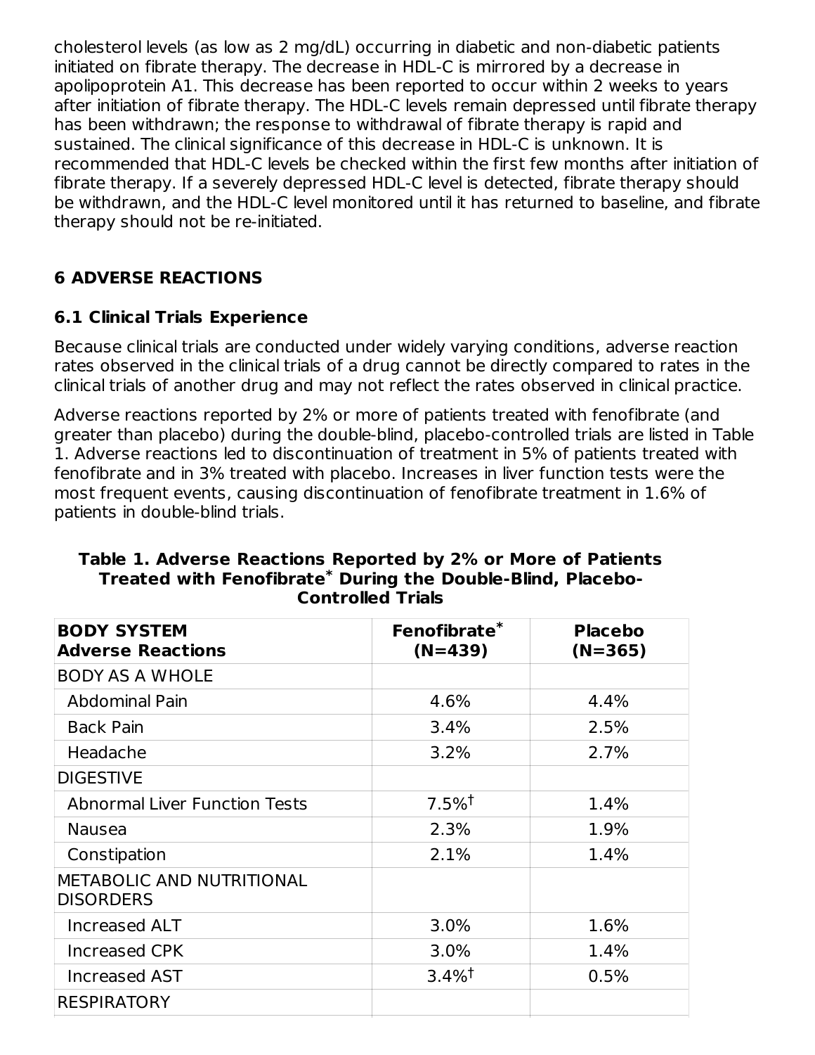cholesterol levels (as low as 2 mg/dL) occurring in diabetic and non-diabetic patients initiated on fibrate therapy. The decrease in HDL-C is mirrored by a decrease in apolipoprotein A1. This decrease has been reported to occur within 2 weeks to years after initiation of fibrate therapy. The HDL-C levels remain depressed until fibrate therapy has been withdrawn; the response to withdrawal of fibrate therapy is rapid and sustained. The clinical significance of this decrease in HDL-C is unknown. It is recommended that HDL-C levels be checked within the first few months after initiation of fibrate therapy. If a severely depressed HDL-C level is detected, fibrate therapy should be withdrawn, and the HDL-C level monitored until it has returned to baseline, and fibrate therapy should not be re-initiated.

## 6 ADVERSE REACTIONS

### 6.1 Clinical Trials Experience

Because clinical trials are conducted under widely varying conditions, adverse reaction rates observed in the clinical trials of a drug cannot be directly compared to rates in the clinical trials of another drug and may not reflect the rates observed in clinical practice.

Adverse reactions reported by 2% or more of patients treated with fenofibrate (and greater than placebo) during the double-blind, placebo-controlled trials are listed in Table 1. Adverse reactions led to discontinuation of treatment in 5% of patients treated with fenofibrate and in 3% treated with placebo. Increases in liver function tests were the most frequent events, causing discontinuation of fenofibrate treatment in 1.6% of patients in double-blind trials.

**Table 1. Adverse Reactions Reported by 2% or More of Patients Treated with Fenofibrate* During the Double-Blind, Placebo-Controlled Trials**

| BODY SYSTEM<br>Adverse Reactions | Fenofibrate*<br>(N=439) | Placebo<br>(N=365) |
|---|---|---|
| BODY AS A WHOLE | | |
| Abdominal Pain | 4.6% | 4.4% |
| Back Pain | 3.4% | 2.5% |
| Headache | 3.2% | 2.7% |
| DIGESTIVE | | |
| Abnormal Liver Function Tests | 7.5%† | 1.4% |
| Nausea | 2.3% | 1.9% |
| Constipation | 2.1% | 1.4% |
| METABOLIC AND NUTRITIONAL DISORDERS | | |
| Increased ALT | 3.0% | 1.6% |
| Increased CPK | 3.0% | 1.4% |
| Increased AST | 3.4%† | 0.5% |
| RESPIRATORY | | |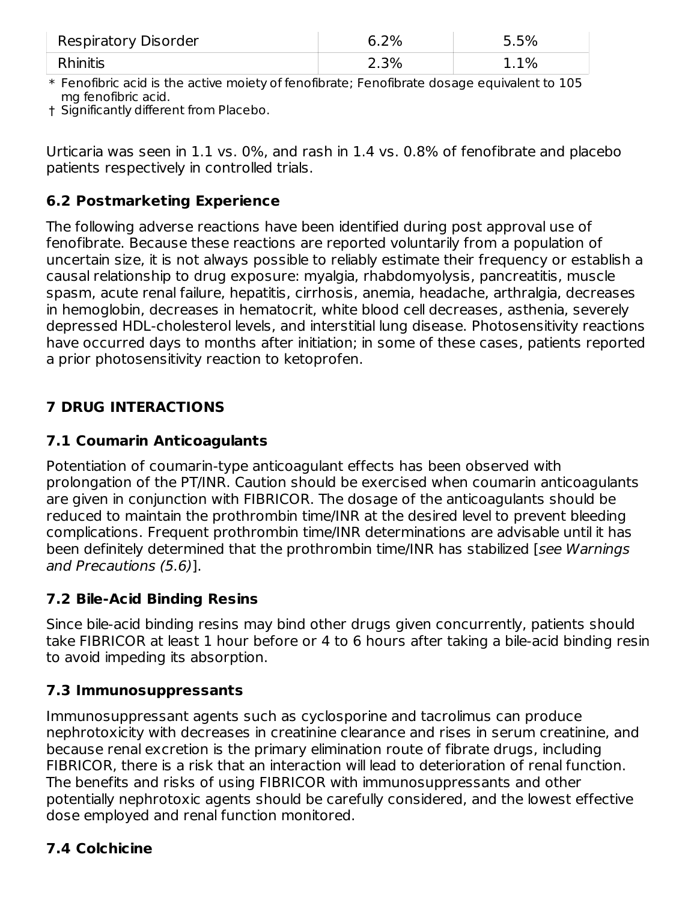| Respiratory Disorder | 6.2% | 5.5% |
|---|---|---|
| Rhinitis | 2.3% | 1.1% |

* Fenofibric acid is the active moiety of fenofibrate; Fenofibrate dosage equivalent to 105 mg fenofibric acid.
† Significantly different from Placebo.

Urticaria was seen in 1.1 vs. 0%, and rash in 1.4 vs. 0.8% of fenofibrate and placebo patients respectively in controlled trials.

### 6.2 Postmarketing Experience

The following adverse reactions have been identified during post approval use of fenofibrate. Because these reactions are reported voluntarily from a population of uncertain size, it is not always possible to reliably estimate their frequency or establish a causal relationship to drug exposure: myalgia, rhabdomyolysis, pancreatitis, muscle spasm, acute renal failure, hepatitis, cirrhosis, anemia, headache, arthralgia, decreases in hemoglobin, decreases in hematocrit, white blood cell decreases, asthenia, severely depressed HDL-cholesterol levels, and interstitial lung disease. Photosensitivity reactions have occurred days to months after initiation; in some of these cases, patients reported a prior photosensitivity reaction to ketoprofen.

## 7 DRUG INTERACTIONS

### 7.1 Coumarin Anticoagulants

Potentiation of coumarin-type anticoagulant effects has been observed with prolongation of the PT/INR. Caution should be exercised when coumarin anticoagulants are given in conjunction with FIBRICOR. The dosage of the anticoagulants should be reduced to maintain the prothrombin time/INR at the desired level to prevent bleeding complications. Frequent prothrombin time/INR determinations are advisable until it has been definitely determined that the prothrombin time/INR has stabilized [*see Warnings and Precautions (5.6)*].

### 7.2 Bile-Acid Binding Resins

Since bile-acid binding resins may bind other drugs given concurrently, patients should take FIBRICOR at least 1 hour before or 4 to 6 hours after taking a bile-acid binding resin to avoid impeding its absorption.

### 7.3 Immunosuppressants

Immunosuppressant agents such as cyclosporine and tacrolimus can produce nephrotoxicity with decreases in creatinine clearance and rises in serum creatinine, and because renal excretion is the primary elimination route of fibrate drugs, including FIBRICOR, there is a risk that an interaction will lead to deterioration of renal function. The benefits and risks of using FIBRICOR with immunosuppressants and other potentially nephrotoxic agents should be carefully considered, and the lowest effective dose employed and renal function monitored.

### 7.4 Colchicine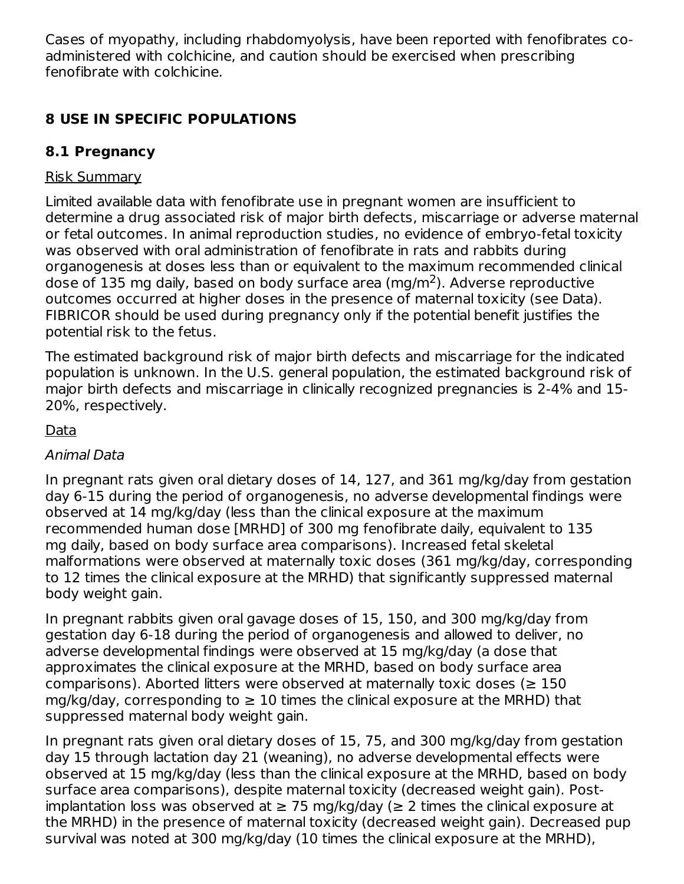Cases of myopathy, including rhabdomyolysis, have been reported with fenofibrates co-administered with colchicine, and caution should be exercised when prescribing fenofibrate with colchicine.

## 8 USE IN SPECIFIC POPULATIONS

### 8.1 Pregnancy

Risk Summary

Limited available data with fenofibrate use in pregnant women are insufficient to determine a drug associated risk of major birth defects, miscarriage or adverse maternal or fetal outcomes. In animal reproduction studies, no evidence of embryo-fetal toxicity was observed with oral administration of fenofibrate in rats and rabbits during organogenesis at doses less than or equivalent to the maximum recommended clinical dose of 135 mg daily, based on body surface area (mg/m$^2$). Adverse reproductive outcomes occurred at higher doses in the presence of maternal toxicity (see Data). FIBRICOR should be used during pregnancy only if the potential benefit justifies the potential risk to the fetus.

The estimated background risk of major birth defects and miscarriage for the indicated population is unknown. In the U.S. general population, the estimated background risk of major birth defects and miscarriage in clinically recognized pregnancies is 2-4% and 15-20%, respectively.

Data

*Animal Data*

In pregnant rats given oral dietary doses of 14, 127, and 361 mg/kg/day from gestation day 6-15 during the period of organogenesis, no adverse developmental findings were observed at 14 mg/kg/day (less than the clinical exposure at the maximum recommended human dose [MRHD] of 300 mg fenofibrate daily, equivalent to 135 mg daily, based on body surface area comparisons). Increased fetal skeletal malformations were observed at maternally toxic doses (361 mg/kg/day, corresponding to 12 times the clinical exposure at the MRHD) that significantly suppressed maternal body weight gain.

In pregnant rabbits given oral gavage doses of 15, 150, and 300 mg/kg/day from gestation day 6-18 during the period of organogenesis and allowed to deliver, no adverse developmental findings were observed at 15 mg/kg/day (a dose that approximates the clinical exposure at the MRHD, based on body surface area comparisons). Aborted litters were observed at maternally toxic doses (≥ 150 mg/kg/day, corresponding to ≥ 10 times the clinical exposure at the MRHD) that suppressed maternal body weight gain.

In pregnant rats given oral dietary doses of 15, 75, and 300 mg/kg/day from gestation day 15 through lactation day 21 (weaning), no adverse developmental effects were observed at 15 mg/kg/day (less than the clinical exposure at the MRHD, based on body surface area comparisons), despite maternal toxicity (decreased weight gain). Post-implantation loss was observed at ≥ 75 mg/kg/day (≥ 2 times the clinical exposure at the MRHD) in the presence of maternal toxicity (decreased weight gain). Decreased pup survival was noted at 300 mg/kg/day (10 times the clinical exposure at the MRHD),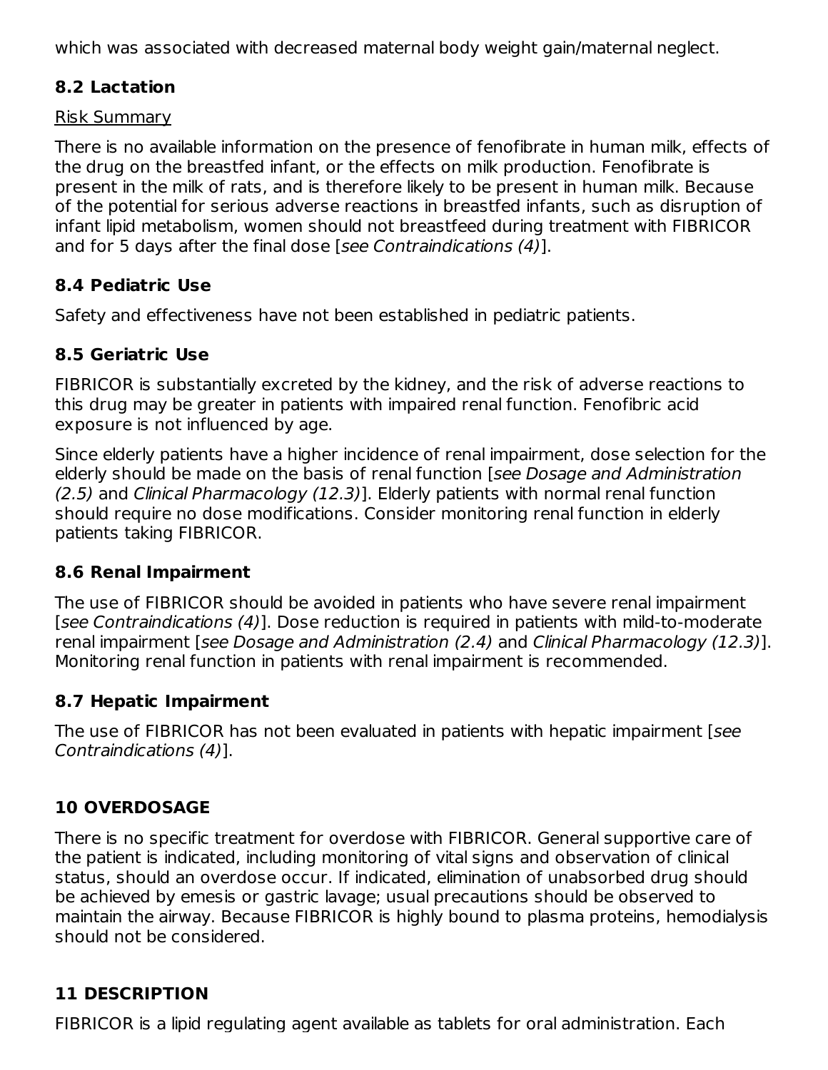which was associated with decreased maternal body weight gain/maternal neglect.

### 8.2 Lactation

Risk Summary

There is no available information on the presence of fenofibrate in human milk, effects of the drug on the breastfed infant, or the effects on milk production. Fenofibrate is present in the milk of rats, and is therefore likely to be present in human milk. Because of the potential for serious adverse reactions in breastfed infants, such as disruption of infant lipid metabolism, women should not breastfeed during treatment with FIBRICOR and for 5 days after the final dose [*see Contraindications (4)*].

### 8.4 Pediatric Use

Safety and effectiveness have not been established in pediatric patients.

### 8.5 Geriatric Use

FIBRICOR is substantially excreted by the kidney, and the risk of adverse reactions to this drug may be greater in patients with impaired renal function. Fenofibric acid exposure is not influenced by age.

Since elderly patients have a higher incidence of renal impairment, dose selection for the elderly should be made on the basis of renal function [*see Dosage and Administration (2.5)* and *Clinical Pharmacology (12.3)*]. Elderly patients with normal renal function should require no dose modifications. Consider monitoring renal function in elderly patients taking FIBRICOR.

### 8.6 Renal Impairment

The use of FIBRICOR should be avoided in patients who have severe renal impairment [*see Contraindications (4)*]. Dose reduction is required in patients with mild-to-moderate renal impairment [*see Dosage and Administration (2.4)* and *Clinical Pharmacology (12.3)*]. Monitoring renal function in patients with renal impairment is recommended.

### 8.7 Hepatic Impairment

The use of FIBRICOR has not been evaluated in patients with hepatic impairment [*see Contraindications (4)*].

## 10 OVERDOSAGE

There is no specific treatment for overdose with FIBRICOR. General supportive care of the patient is indicated, including monitoring of vital signs and observation of clinical status, should an overdose occur. If indicated, elimination of unabsorbed drug should be achieved by emesis or gastric lavage; usual precautions should be observed to maintain the airway. Because FIBRICOR is highly bound to plasma proteins, hemodialysis should not be considered.

## 11 DESCRIPTION

FIBRICOR is a lipid regulating agent available as tablets for oral administration. Each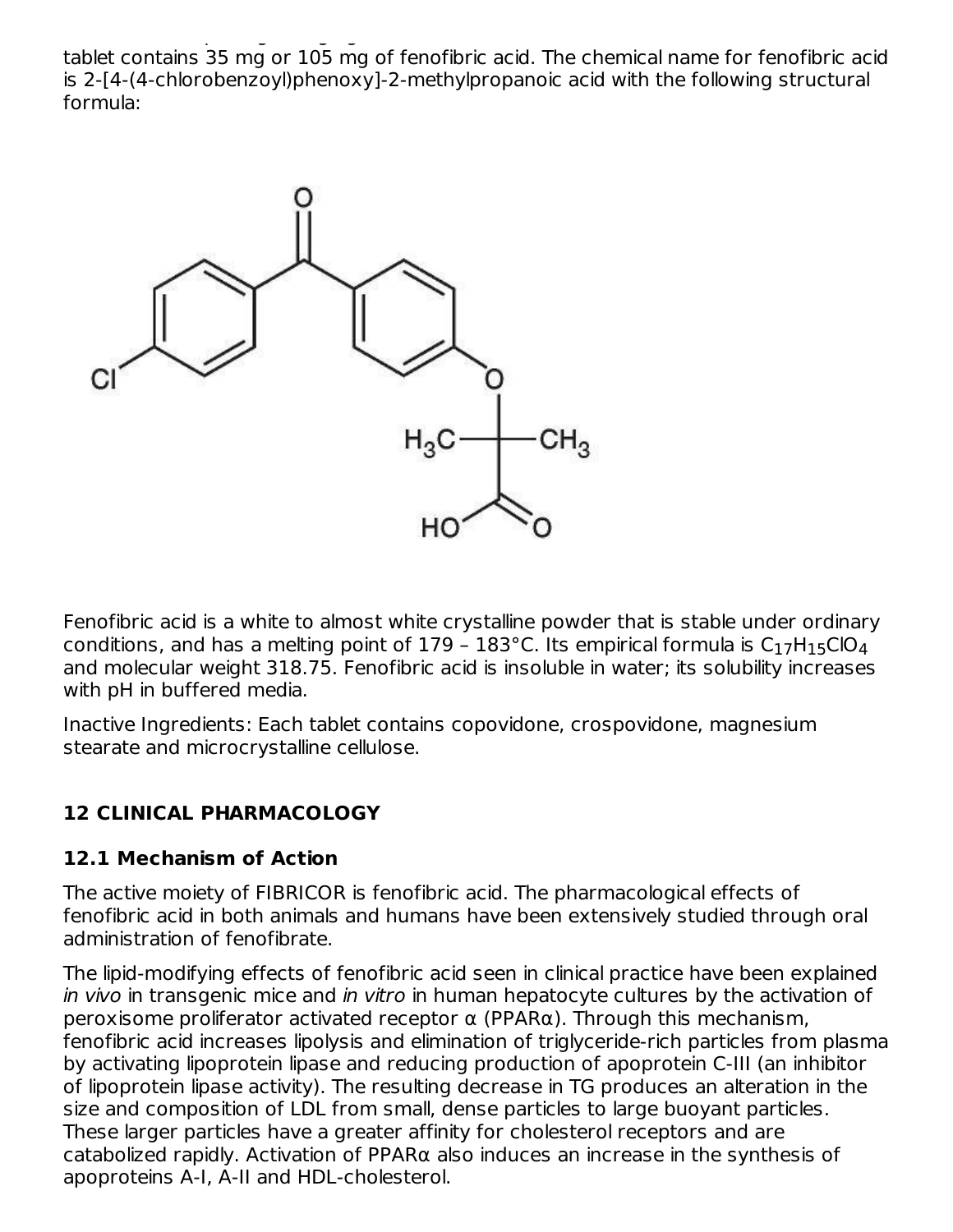tablet contains 35 mg or 105 mg of fenofibric acid. The chemical name for fenofibric acid is 2-[4-(4-chlorobenzoyl)phenoxy]-2-methylpropanoic acid with the following structural formula:

Fenofibric acid is a white to almost white crystalline powder that is stable under ordinary conditions, and has a melting point of 179 – 183°C. Its empirical formula is $C_{17}H_{15}ClO_4$ and molecular weight 318.75. Fenofibric acid is insoluble in water; its solubility increases with pH in buffered media.

Inactive Ingredients: Each tablet contains copovidone, crospovidone, magnesium stearate and microcrystalline cellulose.

## 12 CLINICAL PHARMACOLOGY

### 12.1 Mechanism of Action

The active moiety of FIBRICOR is fenofibric acid. The pharmacological effects of fenofibric acid in both animals and humans have been extensively studied through oral administration of fenofibrate.

The lipid-modifying effects of fenofibric acid seen in clinical practice have been explained *in vivo* in transgenic mice and *in vitro* in human hepatocyte cultures by the activation of peroxisome proliferator activated receptor α (PPARα). Through this mechanism, fenofibric acid increases lipolysis and elimination of triglyceride-rich particles from plasma by activating lipoprotein lipase and reducing production of apoprotein C-III (an inhibitor of lipoprotein lipase activity). The resulting decrease in TG produces an alteration in the size and composition of LDL from small, dense particles to large buoyant particles. These larger particles have a greater affinity for cholesterol receptors and are catabolized rapidly. Activation of PPARα also induces an increase in the synthesis of apoproteins A-I, A-II and HDL-cholesterol.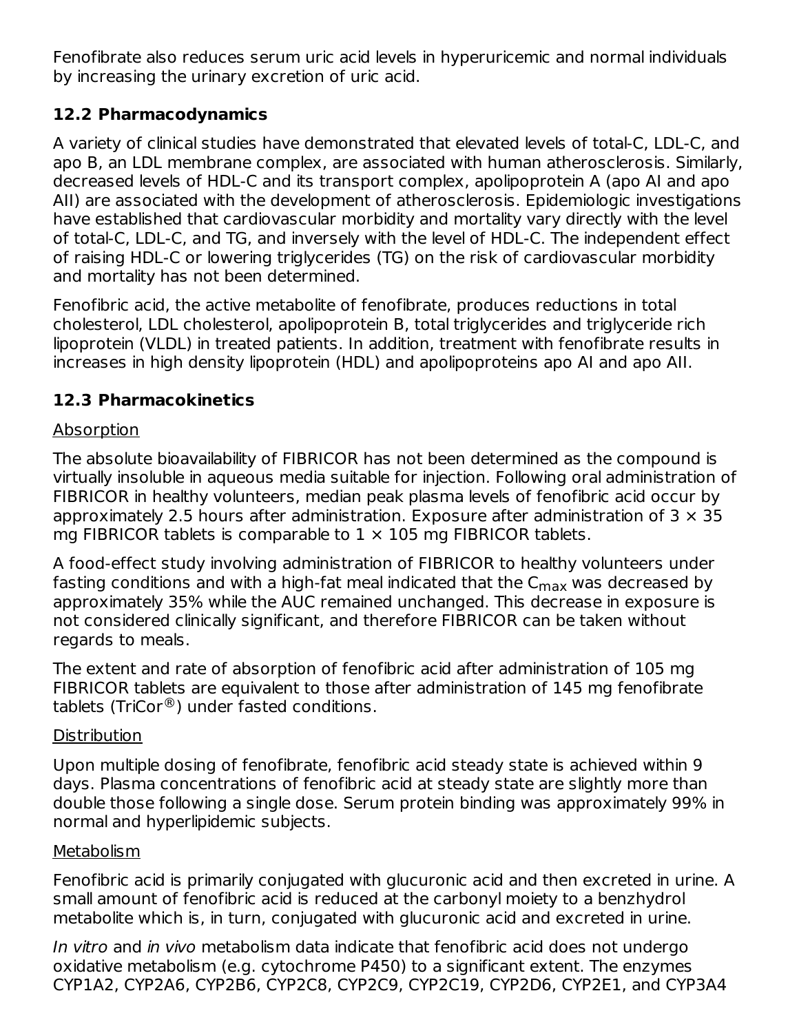Fenofibrate also reduces serum uric acid levels in hyperuricemic and normal individuals by increasing the urinary excretion of uric acid.

### 12.2 Pharmacodynamics

A variety of clinical studies have demonstrated that elevated levels of total-C, LDL-C, and apo B, an LDL membrane complex, are associated with human atherosclerosis. Similarly, decreased levels of HDL-C and its transport complex, apolipoprotein A (apo AI and apo AII) are associated with the development of atherosclerosis. Epidemiologic investigations have established that cardiovascular morbidity and mortality vary directly with the level of total-C, LDL-C, and TG, and inversely with the level of HDL-C. The independent effect of raising HDL-C or lowering triglycerides (TG) on the risk of cardiovascular morbidity and mortality has not been determined.

Fenofibric acid, the active metabolite of fenofibrate, produces reductions in total cholesterol, LDL cholesterol, apolipoprotein B, total triglycerides and triglyceride rich lipoprotein (VLDL) in treated patients. In addition, treatment with fenofibrate results in increases in high density lipoprotein (HDL) and apolipoproteins apo AI and apo AII.

### 12.3 Pharmacokinetics

Absorption

The absolute bioavailability of FIBRICOR has not been determined as the compound is virtually insoluble in aqueous media suitable for injection. Following oral administration of FIBRICOR in healthy volunteers, median peak plasma levels of fenofibric acid occur by approximately 2.5 hours after administration. Exposure after administration of 3 × 35 mg FIBRICOR tablets is comparable to 1 × 105 mg FIBRICOR tablets.

A food-effect study involving administration of FIBRICOR to healthy volunteers under fasting conditions and with a high-fat meal indicated that the $C_{max}$ was decreased by approximately 35% while the AUC remained unchanged. This decrease in exposure is not considered clinically significant, and therefore FIBRICOR can be taken without regards to meals.

The extent and rate of absorption of fenofibric acid after administration of 105 mg FIBRICOR tablets are equivalent to those after administration of 145 mg fenofibrate tablets (TriCor®) under fasted conditions.

Distribution

Upon multiple dosing of fenofibrate, fenofibric acid steady state is achieved within 9 days. Plasma concentrations of fenofibric acid at steady state are slightly more than double those following a single dose. Serum protein binding was approximately 99% in normal and hyperlipidemic subjects.

Metabolism

Fenofibric acid is primarily conjugated with glucuronic acid and then excreted in urine. A small amount of fenofibric acid is reduced at the carbonyl moiety to a benzhydrol metabolite which is, in turn, conjugated with glucuronic acid and excreted in urine.

*In vitro* and *in vivo* metabolism data indicate that fenofibric acid does not undergo oxidative metabolism (e.g. cytochrome P450) to a significant extent. The enzymes CYP1A2, CYP2A6, CYP2B6, CYP2C8, CYP2C9, CYP2C19, CYP2D6, CYP2E1, and CYP3A4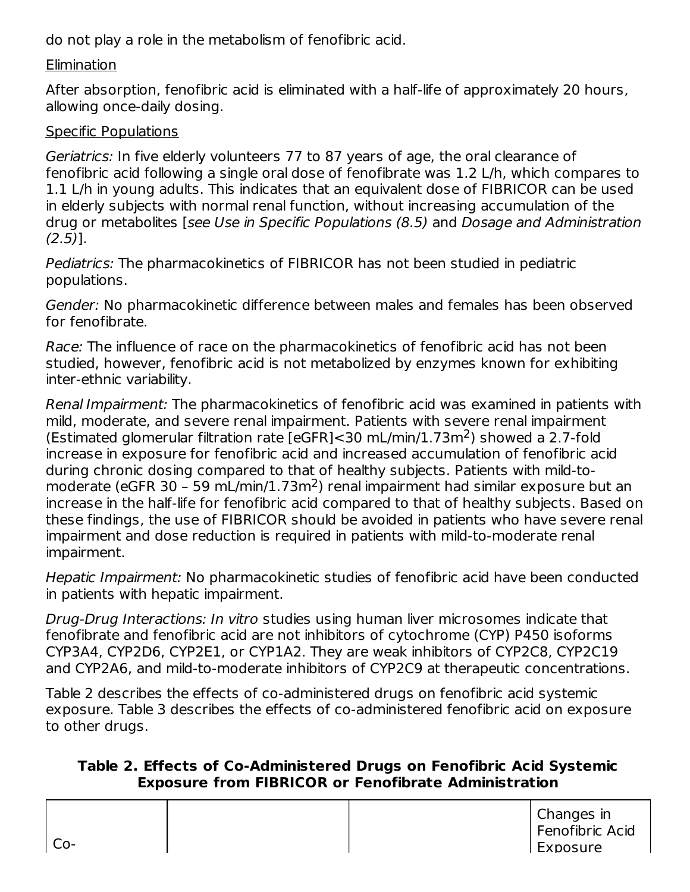do not play a role in the metabolism of fenofibric acid.

Elimination

After absorption, fenofibric acid is eliminated with a half-life of approximately 20 hours, allowing once-daily dosing.

Specific Populations

*Geriatrics:* In five elderly volunteers 77 to 87 years of age, the oral clearance of fenofibric acid following a single oral dose of fenofibrate was 1.2 L/h, which compares to 1.1 L/h in young adults. This indicates that an equivalent dose of FIBRICOR can be used in elderly subjects with normal renal function, without increasing accumulation of the drug or metabolites [*see Use in Specific Populations (8.5)* and *Dosage and Administration (2.5)*].

*Pediatrics:* The pharmacokinetics of FIBRICOR has not been studied in pediatric populations.

*Gender:* No pharmacokinetic difference between males and females has been observed for fenofibrate.

*Race:* The influence of race on the pharmacokinetics of fenofibric acid has not been studied, however, fenofibric acid is not metabolized by enzymes known for exhibiting inter-ethnic variability.

*Renal Impairment:* The pharmacokinetics of fenofibric acid was examined in patients with mild, moderate, and severe renal impairment. Patients with severe renal impairment (Estimated glomerular filtration rate [eGFR]<30 mL/min/1.73m$^2$) showed a 2.7-fold increase in exposure for fenofibric acid and increased accumulation of fenofibric acid during chronic dosing compared to that of healthy subjects. Patients with mild-to-moderate (eGFR 30 – 59 mL/min/1.73m$^2$) renal impairment had similar exposure but an increase in the half-life for fenofibric acid compared to that of healthy subjects. Based on these findings, the use of FIBRICOR should be avoided in patients who have severe renal impairment and dose reduction is required in patients with mild-to-moderate renal impairment.

*Hepatic Impairment:* No pharmacokinetic studies of fenofibric acid have been conducted in patients with hepatic impairment.

*Drug-Drug Interactions: In vitro* studies using human liver microsomes indicate that fenofibrate and fenofibric acid are not inhibitors of cytochrome (CYP) P450 isoforms CYP3A4, CYP2D6, CYP2E1, or CYP1A2. They are weak inhibitors of CYP2C8, CYP2C19 and CYP2A6, and mild-to-moderate inhibitors of CYP2C9 at therapeutic concentrations.

Table 2 describes the effects of co-administered drugs on fenofibric acid systemic exposure. Table 3 describes the effects of co-administered fenofibric acid on exposure to other drugs.

**Table 2. Effects of Co-Administered Drugs on Fenofibric Acid Systemic Exposure from FIBRICOR or Fenofibrate Administration**

| Co- | | | Changes in Fenofibric Acid Exposure |
|---|---|---|---|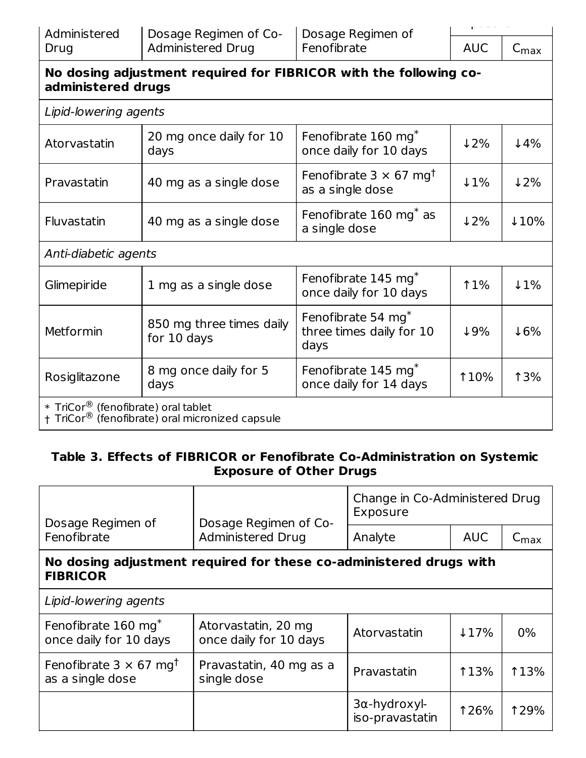| Co-Administered Drug | Dosage Regimen of Co-Administered Drug | Dosage Regimen of Fenofibrate | Changes in Fenofibric Acid Exposure | |
|---|---|---|---|---|
| | | | AUC | $C_{max}$ |
| **No dosing adjustment required for FIBRICOR with the following co-administered drugs** | | | | |
| *Lipid-lowering agents* | | | | |
| Atorvastatin | 20 mg once daily for 10 days | Fenofibrate 160 mg* once daily for 10 days | ↓2% | ↓4% |
| Pravastatin | 40 mg as a single dose | Fenofibrate 3 × 67 mg† as a single dose | ↓1% | ↓2% |
| Fluvastatin | 40 mg as a single dose | Fenofibrate 160 mg* as a single dose | ↓2% | ↓10% |
| *Anti-diabetic agents* | | | | |
| Glimepiride | 1 mg as a single dose | Fenofibrate 145 mg* once daily for 10 days | ↑1% | ↓1% |
| Metformin | 850 mg three times daily for 10 days | Fenofibrate 54 mg* three times daily for 10 days | ↓9% | ↓6% |
| Rosiglitazone | 8 mg once daily for 5 days | Fenofibrate 145 mg* once daily for 14 days | ↑10% | ↑3% |
| * TriCor® (fenofibrate) oral tablet<br>† TriCor® (fenofibrate) oral micronized capsule | | | | |

**Table 3. Effects of FIBRICOR or Fenofibrate Co-Administration on Systemic Exposure of Other Drugs**

| Dosage Regimen of Fenofibrate | Dosage Regimen of Co-Administered Drug | Change in Co-Administered Drug Exposure | | |
|---|---|---|---|---|
| | | Analyte | AUC | $C_{max}$ |
| **No dosing adjustment required for these co-administered drugs with FIBRICOR** | | | | |
| *Lipid-lowering agents* | | | | |
| Fenofibrate 160 mg* once daily for 10 days | Atorvastatin, 20 mg once daily for 10 days | Atorvastatin | ↓17% | 0% |
| Fenofibrate 3 × 67 mg† as a single dose | Pravastatin, 40 mg as a single dose | Pravastatin | ↑13% | ↑13% |
| | | 3α-hydroxyl-iso-pravastatin | ↑26% | ↑29% |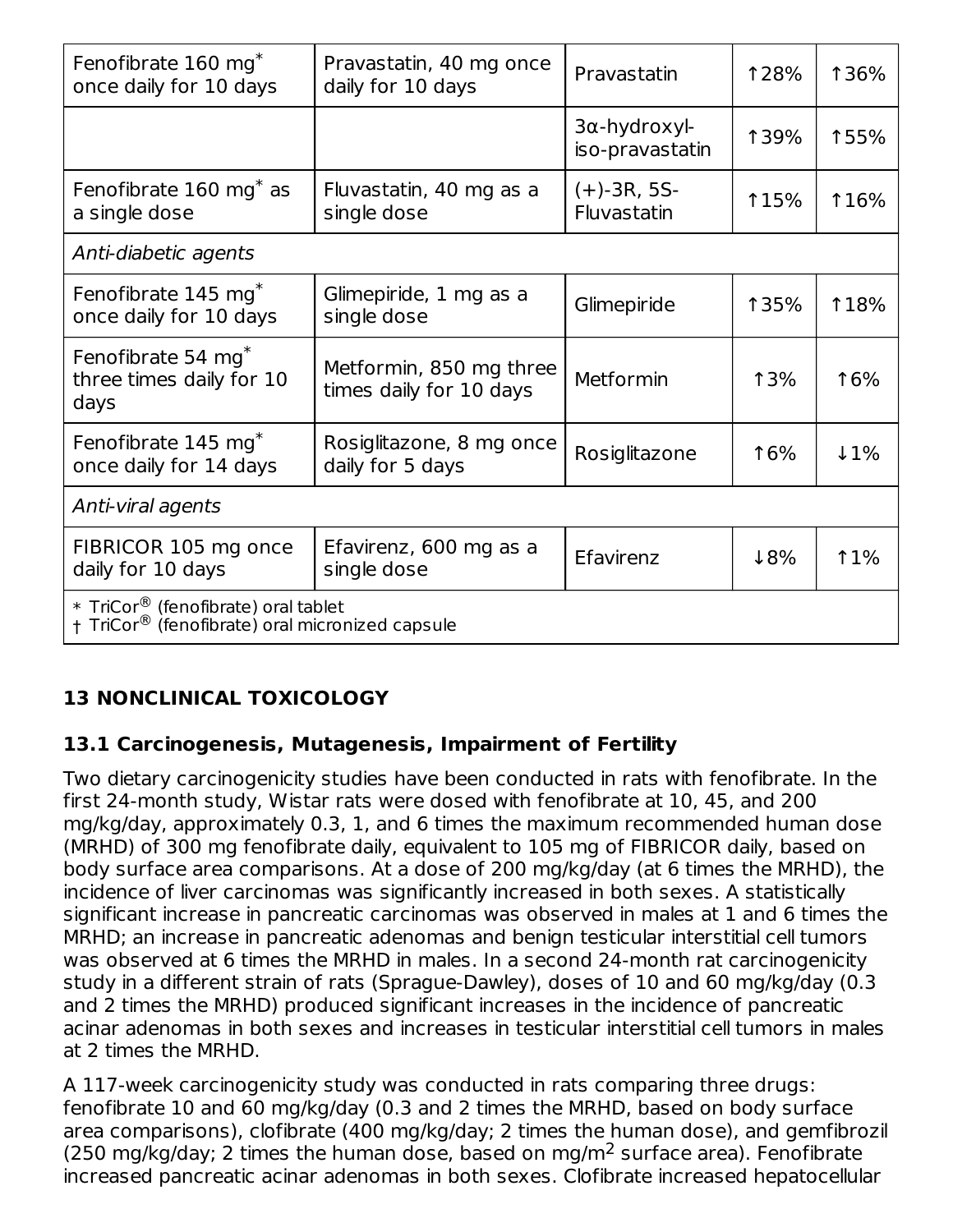| | | | | |
|---|---|---|---|---|
| Fenofibrate 160 mg* once daily for 10 days | Pravastatin, 40 mg once daily for 10 days | Pravastatin | ↑28% | ↑36% |
| | | 3α-hydroxyl-iso-pravastatin | ↑39% | ↑55% |
| Fenofibrate 160 mg* as a single dose | Fluvastatin, 40 mg as a single dose | (+)-3R, 5S-Fluvastatin | ↑15% | ↑16% |
| *Anti-diabetic agents* | | | | |
| Fenofibrate 145 mg* once daily for 10 days | Glimepiride, 1 mg as a single dose | Glimepiride | ↑35% | ↑18% |
| Fenofibrate 54 mg* three times daily for 10 days | Metformin, 850 mg three times daily for 10 days | Metformin | ↑3% | ↑6% |
| Fenofibrate 145 mg* once daily for 14 days | Rosiglitazone, 8 mg once daily for 5 days | Rosiglitazone | ↑6% | ↓1% |
| *Anti-viral agents* | | | | |
| FIBRICOR 105 mg once daily for 10 days | Efavirenz, 600 mg as a single dose | Efavirenz | ↓8% | ↑1% |

\* TriCor® (fenofibrate) oral tablet
† TriCor® (fenofibrate) oral micronized capsule

## 13 NONCLINICAL TOXICOLOGY

### 13.1 Carcinogenesis, Mutagenesis, Impairment of Fertility

Two dietary carcinogenicity studies have been conducted in rats with fenofibrate. In the first 24-month study, Wistar rats were dosed with fenofibrate at 10, 45, and 200 mg/kg/day, approximately 0.3, 1, and 6 times the maximum recommended human dose (MRHD) of 300 mg fenofibrate daily, equivalent to 105 mg of FIBRICOR daily, based on body surface area comparisons. At a dose of 200 mg/kg/day (at 6 times the MRHD), the incidence of liver carcinomas was significantly increased in both sexes. A statistically significant increase in pancreatic carcinomas was observed in males at 1 and 6 times the MRHD; an increase in pancreatic adenomas and benign testicular interstitial cell tumors was observed at 6 times the MRHD in males. In a second 24-month rat carcinogenicity study in a different strain of rats (Sprague-Dawley), doses of 10 and 60 mg/kg/day (0.3 and 2 times the MRHD) produced significant increases in the incidence of pancreatic acinar adenomas in both sexes and increases in testicular interstitial cell tumors in males at 2 times the MRHD.

A 117-week carcinogenicity study was conducted in rats comparing three drugs: fenofibrate 10 and 60 mg/kg/day (0.3 and 2 times the MRHD, based on body surface area comparisons), clofibrate (400 mg/kg/day; 2 times the human dose), and gemfibrozil (250 mg/kg/day; 2 times the human dose, based on mg/m$^2$ surface area). Fenofibrate increased pancreatic acinar adenomas in both sexes. Clofibrate increased hepatocellular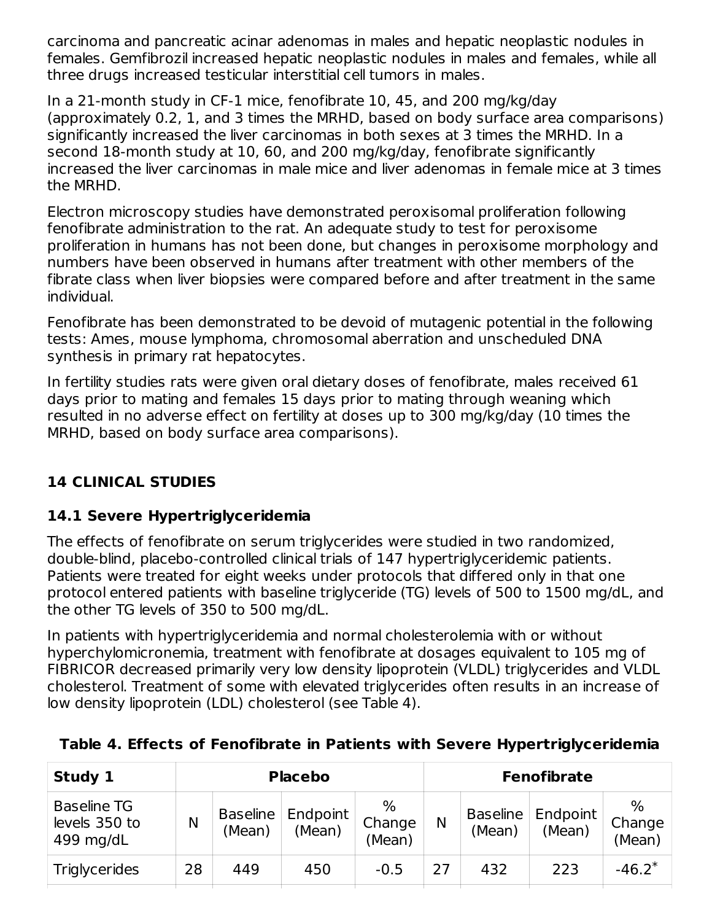carcinoma and pancreatic acinar adenomas in males and hepatic neoplastic nodules in females. Gemfibrozil increased hepatic neoplastic nodules in males and females, while all three drugs increased testicular interstitial cell tumors in males.

In a 21-month study in CF-1 mice, fenofibrate 10, 45, and 200 mg/kg/day (approximately 0.2, 1, and 3 times the MRHD, based on body surface area comparisons) significantly increased the liver carcinomas in both sexes at 3 times the MRHD. In a second 18-month study at 10, 60, and 200 mg/kg/day, fenofibrate significantly increased the liver carcinomas in male mice and liver adenomas in female mice at 3 times the MRHD.

Electron microscopy studies have demonstrated peroxisomal proliferation following fenofibrate administration to the rat. An adequate study to test for peroxisome proliferation in humans has not been done, but changes in peroxisome morphology and numbers have been observed in humans after treatment with other members of the fibrate class when liver biopsies were compared before and after treatment in the same individual.

Fenofibrate has been demonstrated to be devoid of mutagenic potential in the following tests: Ames, mouse lymphoma, chromosomal aberration and unscheduled DNA synthesis in primary rat hepatocytes.

In fertility studies rats were given oral dietary doses of fenofibrate, males received 61 days prior to mating and females 15 days prior to mating through weaning which resulted in no adverse effect on fertility at doses up to 300 mg/kg/day (10 times the MRHD, based on body surface area comparisons).

## 14 CLINICAL STUDIES

### 14.1 Severe Hypertriglyceridemia

The effects of fenofibrate on serum triglycerides were studied in two randomized, double-blind, placebo-controlled clinical trials of 147 hypertriglyceridemic patients. Patients were treated for eight weeks under protocols that differed only in that one protocol entered patients with baseline triglyceride (TG) levels of 500 to 1500 mg/dL, and the other TG levels of 350 to 500 mg/dL.

In patients with hypertriglyceridemia and normal cholesterolemia with or without hyperchylomicronemia, treatment with fenofibrate at dosages equivalent to 105 mg of FIBRICOR decreased primarily very low density lipoprotein (VLDL) triglycerides and VLDL cholesterol. Treatment of some with elevated triglycerides often results in an increase of low density lipoprotein (LDL) cholesterol (see Table 4).

**Table 4. Effects of Fenofibrate in Patients with Severe Hypertriglyceridemia**

| **Study 1** | **Placebo** | | | | **Fenofibrate** | | | |
|---|---|---|---|---|---|---|---|---|
| Baseline TG levels 350 to 499 mg/dL | N | Baseline (Mean) | Endpoint (Mean) | % Change (Mean) | N | Baseline (Mean) | Endpoint (Mean) | % Change (Mean) |
| Triglycerides | 28 | 449 | 450 | -0.5 | 27 | 432 | 223 | -46.2* |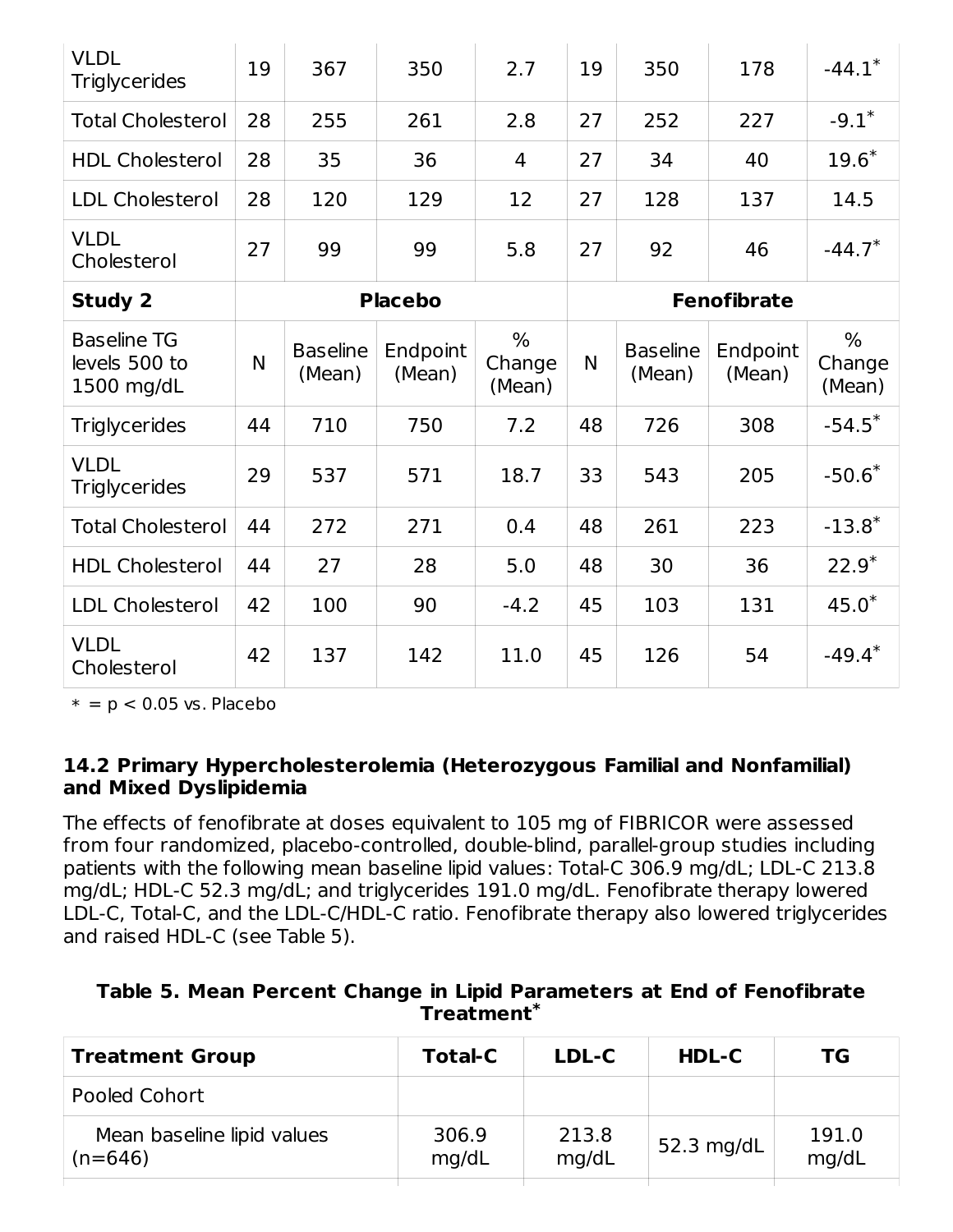| VLDL Triglycerides | 19 | 367 | 350 | 2.7 | 19 | 350 | 178 | -44.1* |
|---|---|---|---|---|---|---|---|---|
| Total Cholesterol | 28 | 255 | 261 | 2.8 | 27 | 252 | 227 | -9.1* |
| HDL Cholesterol | 28 | 35 | 36 | 4 | 27 | 34 | 40 | 19.6* |
| LDL Cholesterol | 28 | 120 | 129 | 12 | 27 | 128 | 137 | 14.5 |
| VLDL Cholesterol | 27 | 99 | 99 | 5.8 | 27 | 92 | 46 | -44.7* |
| **Study 2** | **Placebo** | | | | **Fenofibrate** | | | |
| Baseline TG levels 500 to 1500 mg/dL | N | Baseline (Mean) | Endpoint (Mean) | % Change (Mean) | N | Baseline (Mean) | Endpoint (Mean) | % Change (Mean) |
| Triglycerides | 44 | 710 | 750 | 7.2 | 48 | 726 | 308 | -54.5* |
| VLDL Triglycerides | 29 | 537 | 571 | 18.7 | 33 | 543 | 205 | -50.6* |
| Total Cholesterol | 44 | 272 | 271 | 0.4 | 48 | 261 | 223 | -13.8* |
| HDL Cholesterol | 44 | 27 | 28 | 5.0 | 48 | 30 | 36 | 22.9* |
| LDL Cholesterol | 42 | 100 | 90 | -4.2 | 45 | 103 | 131 | 45.0* |
| VLDL Cholesterol | 42 | 137 | 142 | 11.0 | 45 | 126 | 54 | -49.4* |

* = $p < 0.05$ vs. Placebo

### 14.2 Primary Hypercholesterolemia (Heterozygous Familial and Nonfamilial) and Mixed Dyslipidemia

The effects of fenofibrate at doses equivalent to 105 mg of FIBRICOR were assessed from four randomized, placebo-controlled, double-blind, parallel-group studies including patients with the following mean baseline lipid values: Total-C 306.9 mg/dL; LDL-C 213.8 mg/dL; HDL-C 52.3 mg/dL; and triglycerides 191.0 mg/dL. Fenofibrate therapy lowered LDL-C, Total-C, and the LDL-C/HDL-C ratio. Fenofibrate therapy also lowered triglycerides and raised HDL-C (see Table 5).

**Table 5. Mean Percent Change in Lipid Parameters at End of Fenofibrate Treatment***

| Treatment Group | Total-C | LDL-C | HDL-C | TG |
|---|---|---|---|---|
| Pooled Cohort | | | | |
| Mean baseline lipid values (n=646) | 306.9 mg/dL | 213.8 mg/dL | 52.3 mg/dL | 191.0 mg/dL |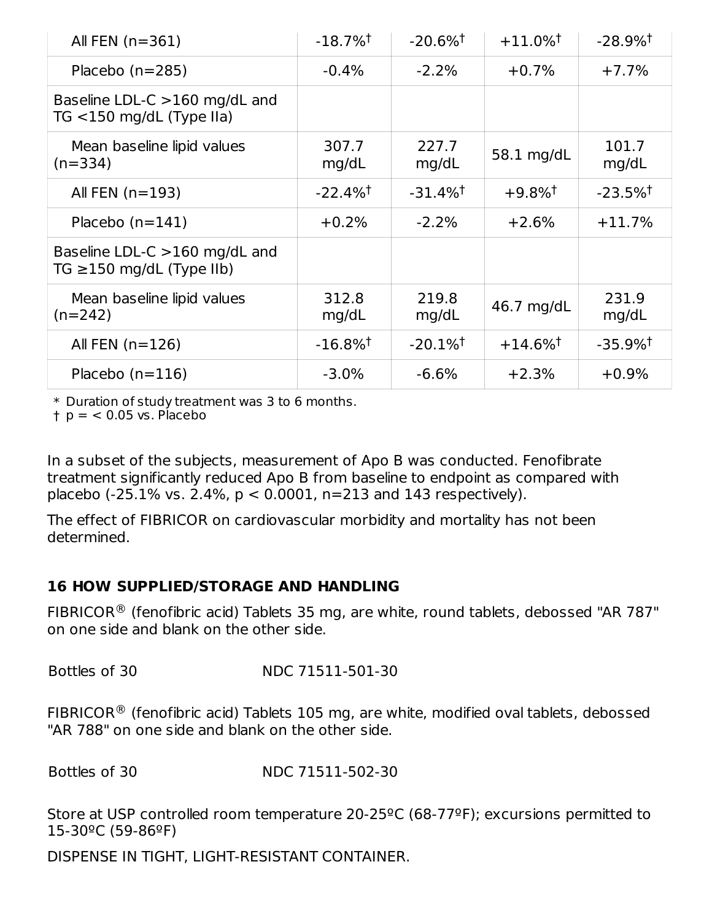| | | | | |
|---|---|---|---|---|
| All FEN (n=361) | -18.7%† | -20.6%† | +11.0%† | -28.9%† |
| Placebo (n=285) | -0.4% | -2.2% | +0.7% | +7.7% |
| Baseline LDL-C >160 mg/dL and TG <150 mg/dL (Type IIa) | | | | |
| Mean baseline lipid values (n=334) | 307.7 mg/dL | 227.7 mg/dL | 58.1 mg/dL | 101.7 mg/dL |
| All FEN (n=193) | -22.4%† | -31.4%† | +9.8%† | -23.5%† |
| Placebo (n=141) | +0.2% | -2.2% | +2.6% | +11.7% |
| Baseline LDL-C >160 mg/dL and TG ≥150 mg/dL (Type IIb) | | | | |
| Mean baseline lipid values (n=242) | 312.8 mg/dL | 219.8 mg/dL | 46.7 mg/dL | 231.9 mg/dL |
| All FEN (n=126) | -16.8%† | -20.1%† | +14.6%† | -35.9%† |
| Placebo (n=116) | -3.0% | -6.6% | +2.3% | +0.9% |

* Duration of study treatment was 3 to 6 months.
† p = < 0.05 vs. Placebo

In a subset of the subjects, measurement of Apo B was conducted. Fenofibrate treatment significantly reduced Apo B from baseline to endpoint as compared with placebo (-25.1% vs. 2.4%, $p < 0.0001$, n=213 and 143 respectively).

The effect of FIBRICOR on cardiovascular morbidity and mortality has not been determined.

## 16 HOW SUPPLIED/STORAGE AND HANDLING

FIBRICOR® (fenofibric acid) Tablets 35 mg, are white, round tablets, debossed "AR 787" on one side and blank on the other side.

Bottles of 30 NDC 71511-501-30

FIBRICOR® (fenofibric acid) Tablets 105 mg, are white, modified oval tablets, debossed "AR 788" on one side and blank on the other side.

Bottles of 30 NDC 71511-502-30

Store at USP controlled room temperature 20-25ºC (68-77ºF); excursions permitted to 15-30ºC (59-86ºF)

DISPENSE IN TIGHT, LIGHT-RESISTANT CONTAINER.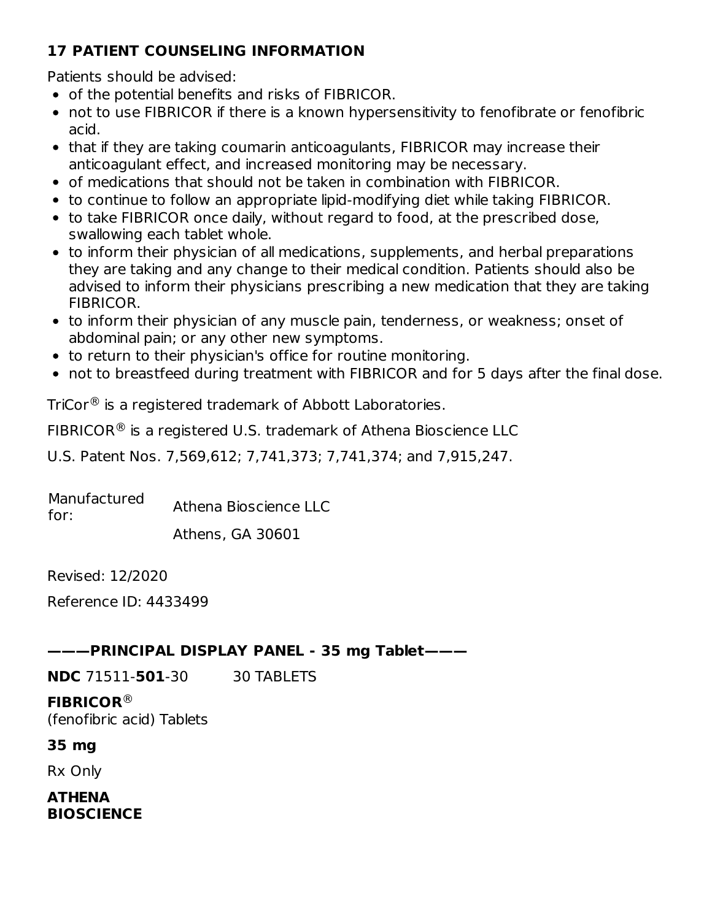## 17 PATIENT COUNSELING INFORMATION

Patients should be advised:

- of the potential benefits and risks of FIBRICOR.
- not to use FIBRICOR if there is a known hypersensitivity to fenofibrate or fenofibric acid.
- that if they are taking coumarin anticoagulants, FIBRICOR may increase their anticoagulant effect, and increased monitoring may be necessary.
- of medications that should not be taken in combination with FIBRICOR.
- to continue to follow an appropriate lipid-modifying diet while taking FIBRICOR.
- to take FIBRICOR once daily, without regard to food, at the prescribed dose, swallowing each tablet whole.
- to inform their physician of all medications, supplements, and herbal preparations they are taking and any change to their medical condition. Patients should also be advised to inform their physicians prescribing a new medication that they are taking FIBRICOR.
- to inform their physician of any muscle pain, tenderness, or weakness; onset of abdominal pain; or any other new symptoms.
- to return to their physician's office for routine monitoring.
- not to breastfeed during treatment with FIBRICOR and for 5 days after the final dose.

TriCor® is a registered trademark of Abbott Laboratories.

FIBRICOR® is a registered U.S. trademark of Athena Bioscience LLC

U.S. Patent Nos. 7,569,612; 7,741,373; 7,741,374; and 7,915,247.

Manufactured for: Athena Bioscience LLC
Athens, GA 30601

Revised: 12/2020

Reference ID: 4433499

### ———PRINCIPAL DISPLAY PANEL - 35 mg Tablet———

**NDC** 71511-**501**-30 30 TABLETS

**FIBRICOR®**
(fenofibric acid) Tablets

**35 mg**

Rx Only

**ATHENA BIOSCIENCE**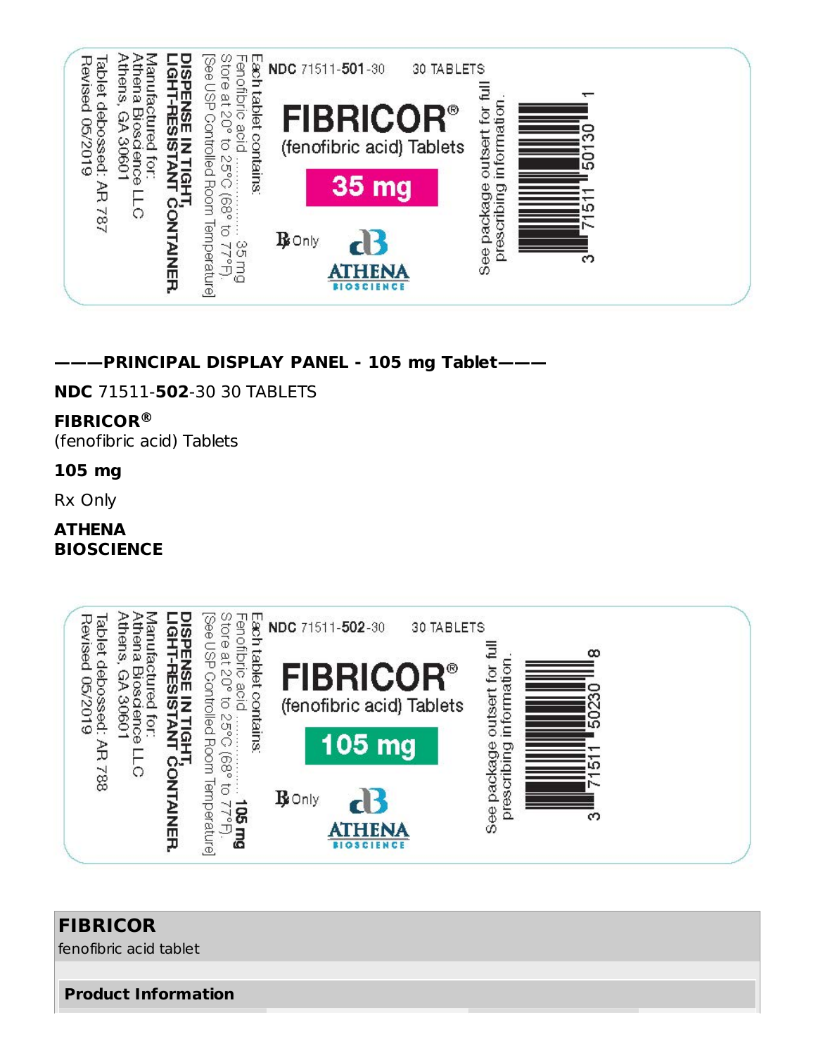NDC 71511-501-30 30 TABLETS

FIBRICOR®

(fenofibric acid) Tablets

35 mg

℞ Only

ATHENA BIOSCIENCE

See package outsert for full prescribing information.

Each tablet contains:
Fenofibric acid ............... 35 mg
Store at 20° to 25°C (68° to 77°F).
[See USP Controlled Room Temperature]

**DISPENSE IN TIGHT, LIGHT-RESISTANT CONTAINER.**

Manufactured for:
Athena Bioscience LLC
Athens, GA 30601

Tablet debossed: AR 787
Revised 05/2019

3 71511 50130 1

**———PRINCIPAL DISPLAY PANEL - 105 mg Tablet———**

**NDC** 71511-**502**-30 30 TABLETS

**FIBRICOR®**
(fenofibric acid) Tablets

**105 mg**

Rx Only

**ATHENA BIOSCIENCE**

NDC 71511-502-30 30 TABLETS

FIBRICOR®

(fenofibric acid) Tablets

105 mg

℞ Only

ATHENA BIOSCIENCE

See package outsert for full prescribing information.

Each tablet contains:
Fenofibric acid ............... **105 mg**
Store at 20° to 25°C (68° to 77°F).
[See USP Controlled Room Temperature]

**DISPENSE IN TIGHT, LIGHT-RESISTANT CONTAINER.**

Manufactured for:
Athena Bioscience LLC
Athens, GA 30601

Tablet debossed: AR 788
Revised 05/2019

3 71511 50230 8

**FIBRICOR**
fenofibric acid tablet

**Product Information**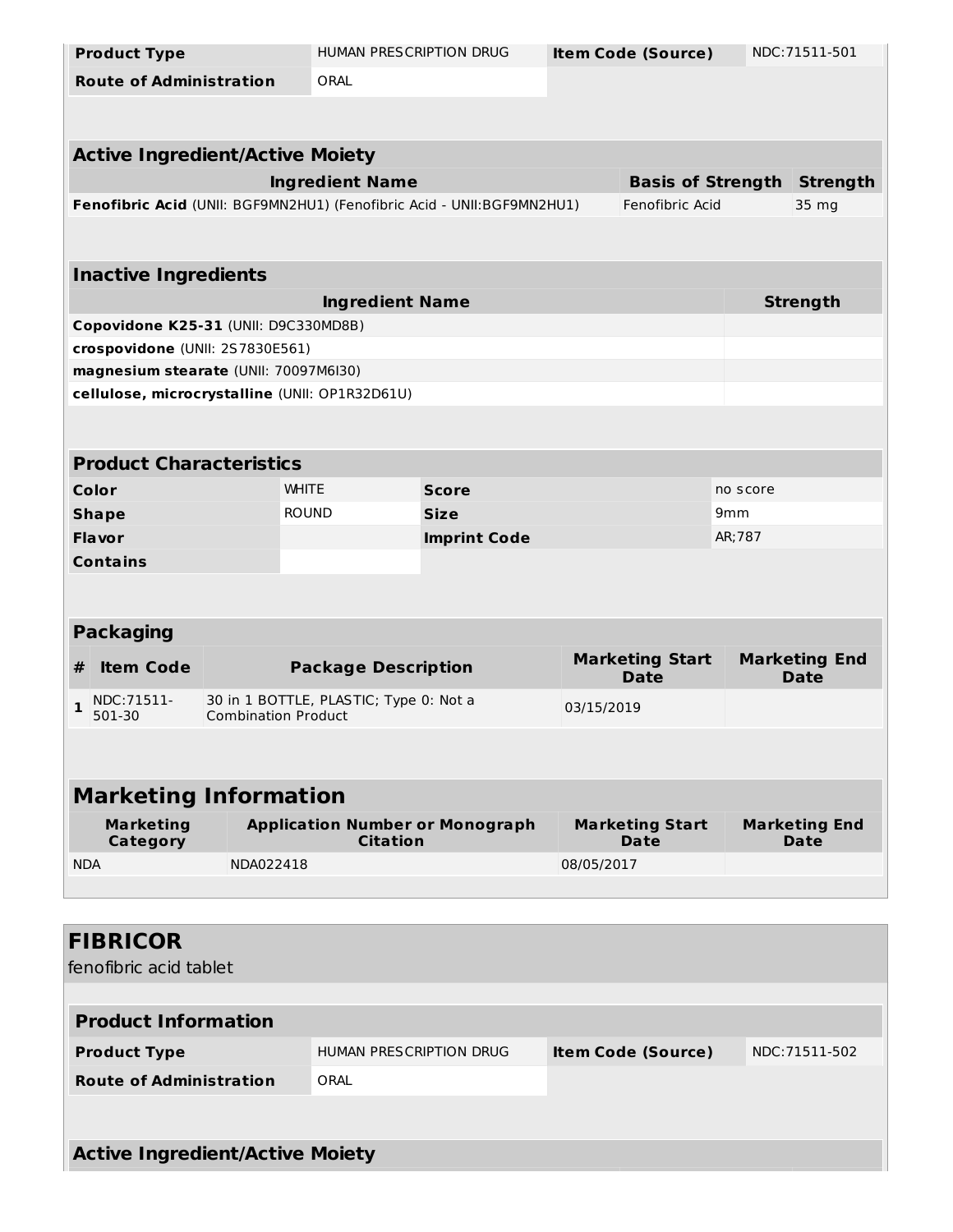| Product Type | HUMAN PRESCRIPTION DRUG | Item Code (Source) | NDC:71511-501 |
|---|---|---|---|
| Route of Administration | ORAL | | |

| Active Ingredient/Active Moiety | | |
|---|---|---|
| Ingredient Name | Basis of Strength | Strength |
| **Fenofibric Acid** (UNII: BGF9MN2HU1) (Fenofibric Acid - UNII:BGF9MN2HU1) | Fenofibric Acid | 35 mg |

| Inactive Ingredients | |
|---|---|
| Ingredient Name | Strength |
| **Copovidone K25-31** (UNII: D9C330MD8B) | |
| **crospovidone** (UNII: 2S7830E561) | |
| **magnesium stearate** (UNII: 70097M6I30) | |
| **cellulose, microcrystalline** (UNII: OP1R32D61U) | |

| Product Characteristics | | | |
|---|---|---|---|
| Color | WHITE | Score | no score |
| Shape | ROUND | Size | 9mm |
| Flavor | | Imprint Code | AR;787 |
| Contains | | | |

| Packaging | | | | |
|---|---|---|---|---|
| # | Item Code | Package Description | Marketing Start Date | Marketing End Date |
| 1 | NDC:71511-501-30 | 30 in 1 BOTTLE, PLASTIC; Type 0: Not a Combination Product | 03/15/2019 | |

| Marketing Information | | | |
|---|---|---|---|
| Marketing Category | Application Number or Monograph Citation | Marketing Start Date | Marketing End Date |
| NDA | NDA022418 | 08/05/2017 | |

## FIBRICOR

fenofibric acid tablet

| Product Information | | | |
|---|---|---|---|
| Product Type | HUMAN PRESCRIPTION DRUG | Item Code (Source) | NDC:71511-502 |
| Route of Administration | ORAL | | |

| Active Ingredient/Active Moiety |
|---|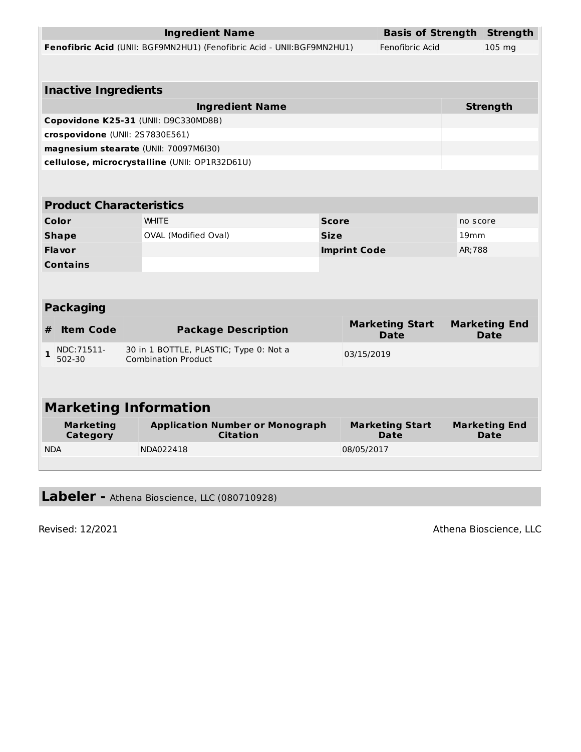| Ingredient Name | Basis of Strength | Strength |
|---|---|---|
| **Fenofibric Acid** (UNII: BGF9MN2HU1) (Fenofibric Acid - UNII:BGF9MN2HU1) | Fenofibric Acid | 105 mg |

| Inactive Ingredients | |
|---|---|
| **Ingredient Name** | **Strength** |
| **Copovidone K25-31** (UNII: D9C330MD8B) | |
| **crospovidone** (UNII: 2S7830E561) | |
| **magnesium stearate** (UNII: 70097M6I30) | |
| **cellulose, microcrystalline** (UNII: OP1R32D61U) | |

| Product Characteristics | | | |
|---|---|---|---|
| **Color** | WHITE | **Score** | no score |
| **Shape** | OVAL (Modified Oval) | **Size** | 19mm |
| **Flavor** | | **Imprint Code** | AR;788 |
| **Contains** | | | |

| Packaging | | | | |
|---|---|---|---|---|
| **#** | **Item Code** | **Package Description** | **Marketing Start Date** | **Marketing End Date** |
| **1** | NDC:71511-502-30 | 30 in 1 BOTTLE, PLASTIC; Type 0: Not a Combination Product | 03/15/2019 | |

| Marketing Information | | | |
|---|---|---|---|
| **Marketing Category** | **Application Number or Monograph Citation** | **Marketing Start Date** | **Marketing End Date** |
| NDA | NDA022418 | 08/05/2017 | |

## Labeler - Athena Bioscience, LLC (080710928)

Revised: 12/2021

Athena Bioscience, LLC